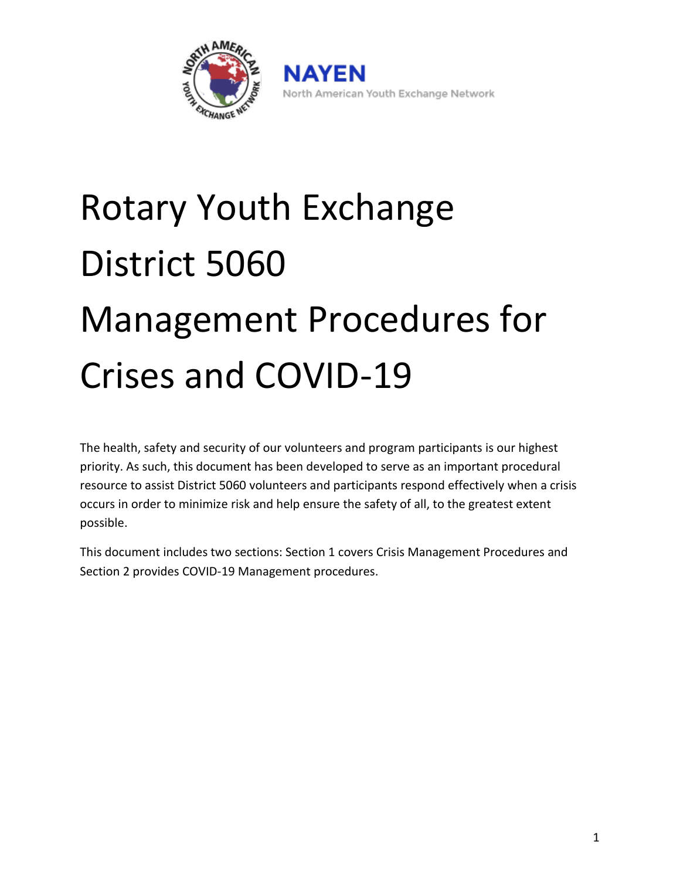NAYEN

North American Youth Exchange Network

# Rotary Youth Exchange District 5060 Management Procedures for Crises and COVID-19

The health, safety and security of our volunteers and program participants is our highest priority. As such, this document has been developed to serve as an important procedural resource to assist District 5060 volunteers and participants respond effectively when a crisis occurs in order to minimize risk and help ensure the safety of all, to the greatest extent possible.

This document includes two sections: Section 1 covers Crisis Management Procedures and Section 2 provides COVID-19 Management procedures.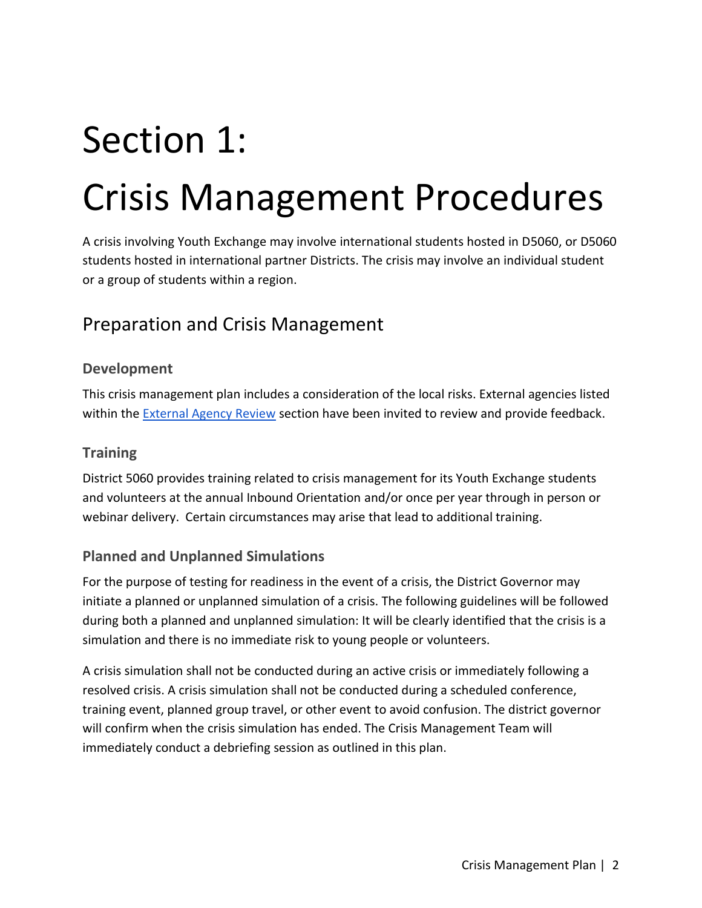# Section 1:
# Crisis Management Procedures

A crisis involving Youth Exchange may involve international students hosted in D5060, or D5060 students hosted in international partner Districts. The crisis may involve an individual student or a group of students within a region.

## Preparation and Crisis Management

### Development

This crisis management plan includes a consideration of the local risks. External agencies listed within the External Agency Review section have been invited to review and provide feedback.

### Training

District 5060 provides training related to crisis management for its Youth Exchange students and volunteers at the annual Inbound Orientation and/or once per year through in person or webinar delivery. Certain circumstances may arise that lead to additional training.

### Planned and Unplanned Simulations

For the purpose of testing for readiness in the event of a crisis, the District Governor may initiate a planned or unplanned simulation of a crisis. The following guidelines will be followed during both a planned and unplanned simulation: It will be clearly identified that the crisis is a simulation and there is no immediate risk to young people or volunteers.

A crisis simulation shall not be conducted during an active crisis or immediately following a resolved crisis. A crisis simulation shall not be conducted during a scheduled conference, training event, planned group travel, or other event to avoid confusion. The district governor will confirm when the crisis simulation has ended. The Crisis Management Team will immediately conduct a debriefing session as outlined in this plan.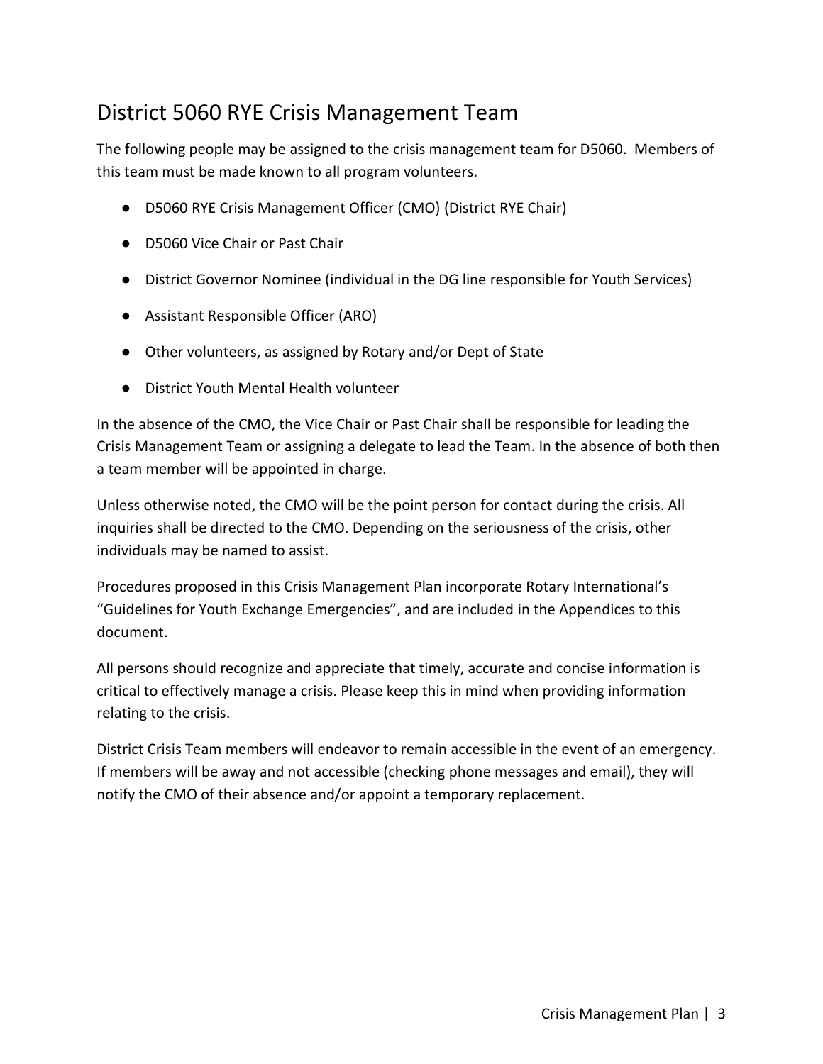## District 5060 RYE Crisis Management Team

The following people may be assigned to the crisis management team for D5060. Members of this team must be made known to all program volunteers.

- D5060 RYE Crisis Management Officer (CMO) (District RYE Chair)
- D5060 Vice Chair or Past Chair
- District Governor Nominee (individual in the DG line responsible for Youth Services)
- Assistant Responsible Officer (ARO)
- Other volunteers, as assigned by Rotary and/or Dept of State
- District Youth Mental Health volunteer

In the absence of the CMO, the Vice Chair or Past Chair shall be responsible for leading the Crisis Management Team or assigning a delegate to lead the Team. In the absence of both then a team member will be appointed in charge.

Unless otherwise noted, the CMO will be the point person for contact during the crisis. All inquiries shall be directed to the CMO. Depending on the seriousness of the crisis, other individuals may be named to assist.

Procedures proposed in this Crisis Management Plan incorporate Rotary International's "Guidelines for Youth Exchange Emergencies", and are included in the Appendices to this document.

All persons should recognize and appreciate that timely, accurate and concise information is critical to effectively manage a crisis. Please keep this in mind when providing information relating to the crisis.

District Crisis Team members will endeavor to remain accessible in the event of an emergency. If members will be away and not accessible (checking phone messages and email), they will notify the CMO of their absence and/or appoint a temporary replacement.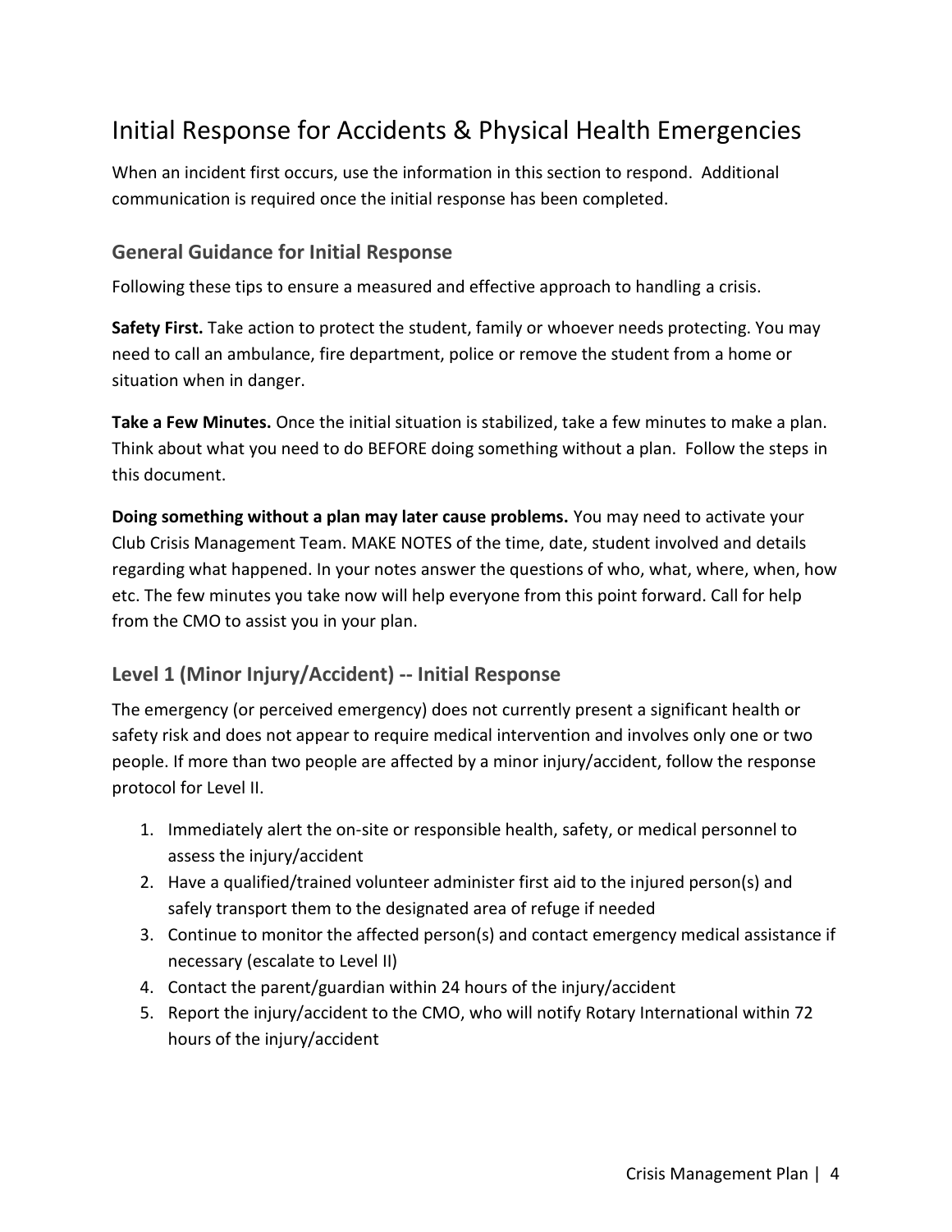# Initial Response for Accidents & Physical Health Emergencies

When an incident first occurs, use the information in this section to respond. Additional communication is required once the initial response has been completed.

## General Guidance for Initial Response

Following these tips to ensure a measured and effective approach to handling a crisis.

**Safety First.** Take action to protect the student, family or whoever needs protecting. You may need to call an ambulance, fire department, police or remove the student from a home or situation when in danger.

**Take a Few Minutes.** Once the initial situation is stabilized, take a few minutes to make a plan. Think about what you need to do BEFORE doing something without a plan. Follow the steps in this document.

**Doing something without a plan may later cause problems.** You may need to activate your Club Crisis Management Team. MAKE NOTES of the time, date, student involved and details regarding what happened. In your notes answer the questions of who, what, where, when, how etc. The few minutes you take now will help everyone from this point forward. Call for help from the CMO to assist you in your plan.

## Level 1 (Minor Injury/Accident) -- Initial Response

The emergency (or perceived emergency) does not currently present a significant health or safety risk and does not appear to require medical intervention and involves only one or two people. If more than two people are affected by a minor injury/accident, follow the response protocol for Level II.

1. Immediately alert the on-site or responsible health, safety, or medical personnel to assess the injury/accident
2. Have a qualified/trained volunteer administer first aid to the injured person(s) and safely transport them to the designated area of refuge if needed
3. Continue to monitor the affected person(s) and contact emergency medical assistance if necessary (escalate to Level II)
4. Contact the parent/guardian within 24 hours of the injury/accident
5. Report the injury/accident to the CMO, who will notify Rotary International within 72 hours of the injury/accident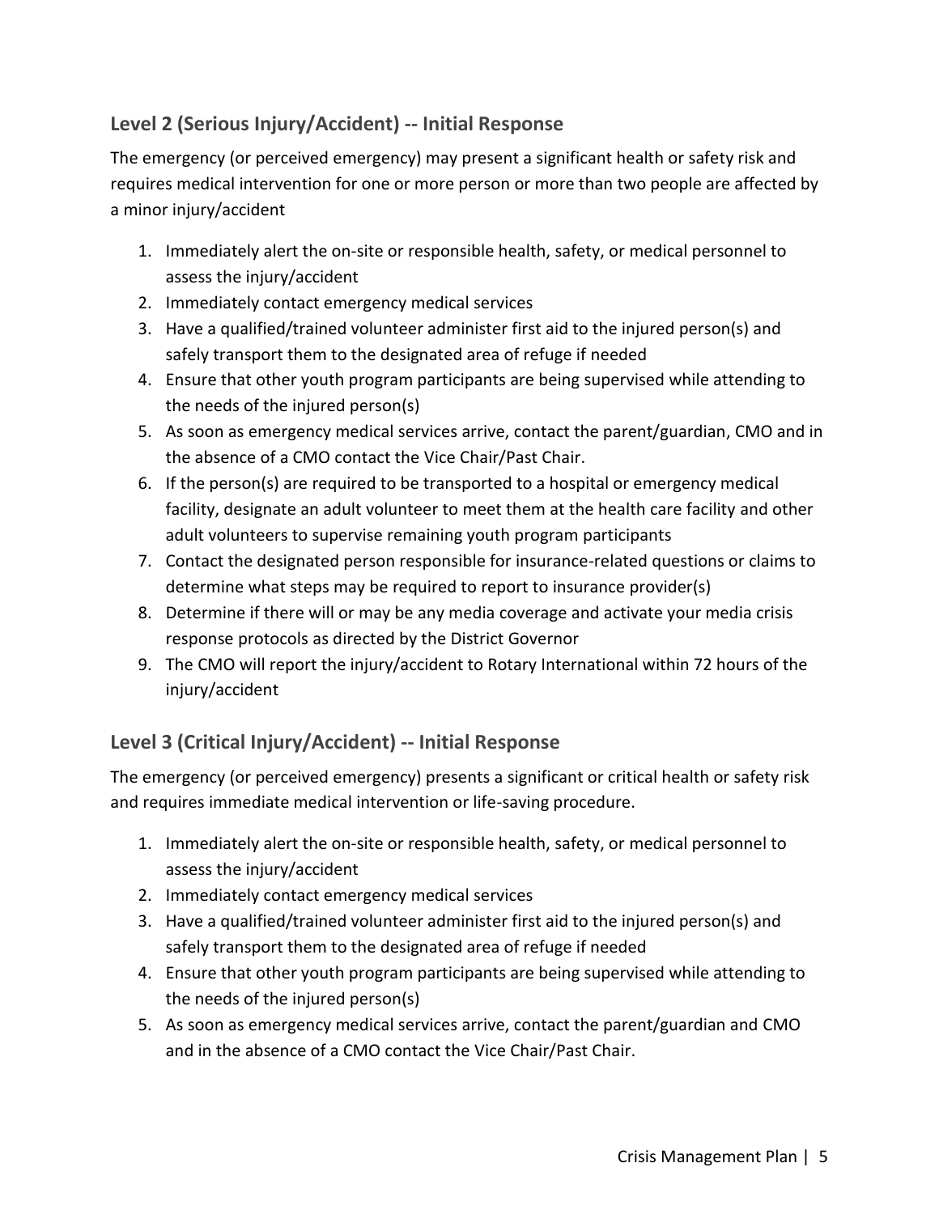## Level 2 (Serious Injury/Accident) -- Initial Response

The emergency (or perceived emergency) may present a significant health or safety risk and requires medical intervention for one or more person or more than two people are affected by a minor injury/accident

1. Immediately alert the on-site or responsible health, safety, or medical personnel to assess the injury/accident
2. Immediately contact emergency medical services
3. Have a qualified/trained volunteer administer first aid to the injured person(s) and safely transport them to the designated area of refuge if needed
4. Ensure that other youth program participants are being supervised while attending to the needs of the injured person(s)
5. As soon as emergency medical services arrive, contact the parent/guardian, CMO and in the absence of a CMO contact the Vice Chair/Past Chair.
6. If the person(s) are required to be transported to a hospital or emergency medical facility, designate an adult volunteer to meet them at the health care facility and other adult volunteers to supervise remaining youth program participants
7. Contact the designated person responsible for insurance-related questions or claims to determine what steps may be required to report to insurance provider(s)
8. Determine if there will or may be any media coverage and activate your media crisis response protocols as directed by the District Governor
9. The CMO will report the injury/accident to Rotary International within 72 hours of the injury/accident

## Level 3 (Critical Injury/Accident) -- Initial Response

The emergency (or perceived emergency) presents a significant or critical health or safety risk and requires immediate medical intervention or life-saving procedure.

1. Immediately alert the on-site or responsible health, safety, or medical personnel to assess the injury/accident
2. Immediately contact emergency medical services
3. Have a qualified/trained volunteer administer first aid to the injured person(s) and safely transport them to the designated area of refuge if needed
4. Ensure that other youth program participants are being supervised while attending to the needs of the injured person(s)
5. As soon as emergency medical services arrive, contact the parent/guardian and CMO and in the absence of a CMO contact the Vice Chair/Past Chair.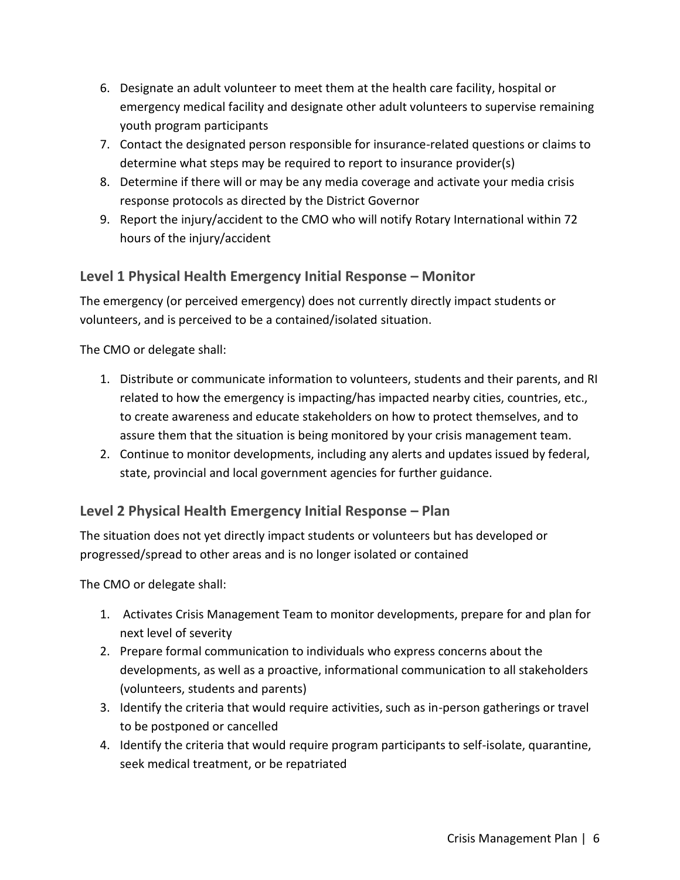6. Designate an adult volunteer to meet them at the health care facility, hospital or emergency medical facility and designate other adult volunteers to supervise remaining youth program participants
7. Contact the designated person responsible for insurance-related questions or claims to determine what steps may be required to report to insurance provider(s)
8. Determine if there will or may be any media coverage and activate your media crisis response protocols as directed by the District Governor
9. Report the injury/accident to the CMO who will notify Rotary International within 72 hours of the injury/accident

### Level 1 Physical Health Emergency Initial Response – Monitor

The emergency (or perceived emergency) does not currently directly impact students or volunteers, and is perceived to be a contained/isolated situation.

The CMO or delegate shall:

1. Distribute or communicate information to volunteers, students and their parents, and RI related to how the emergency is impacting/has impacted nearby cities, countries, etc., to create awareness and educate stakeholders on how to protect themselves, and to assure them that the situation is being monitored by your crisis management team.
2. Continue to monitor developments, including any alerts and updates issued by federal, state, provincial and local government agencies for further guidance.

### Level 2 Physical Health Emergency Initial Response – Plan

The situation does not yet directly impact students or volunteers but has developed or progressed/spread to other areas and is no longer isolated or contained

The CMO or delegate shall:

1. Activates Crisis Management Team to monitor developments, prepare for and plan for next level of severity
2. Prepare formal communication to individuals who express concerns about the developments, as well as a proactive, informational communication to all stakeholders (volunteers, students and parents)
3. Identify the criteria that would require activities, such as in-person gatherings or travel to be postponed or cancelled
4. Identify the criteria that would require program participants to self-isolate, quarantine, seek medical treatment, or be repatriated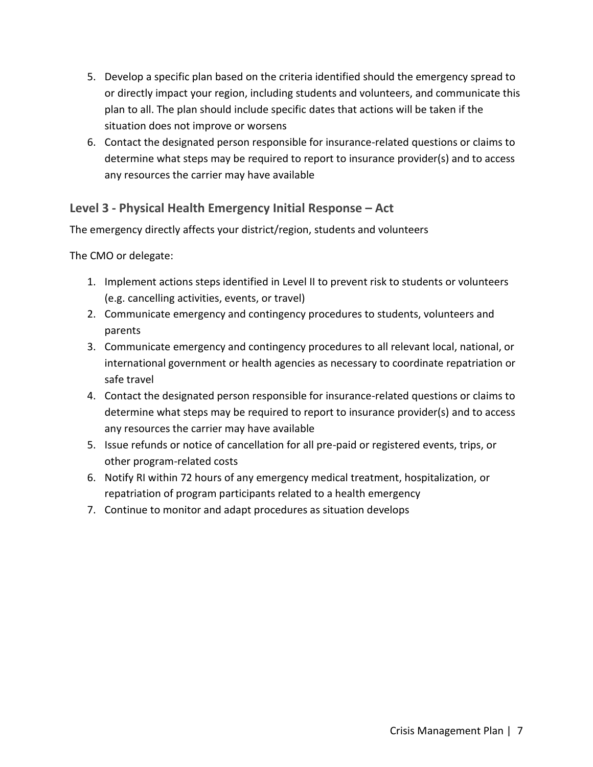5. Develop a specific plan based on the criteria identified should the emergency spread to or directly impact your region, including students and volunteers, and communicate this plan to all. The plan should include specific dates that actions will be taken if the situation does not improve or worsens
6. Contact the designated person responsible for insurance-related questions or claims to determine what steps may be required to report to insurance provider(s) and to access any resources the carrier may have available

## Level 3 - Physical Health Emergency Initial Response – Act

The emergency directly affects your district/region, students and volunteers

The CMO or delegate:

1. Implement actions steps identified in Level II to prevent risk to students or volunteers (e.g. cancelling activities, events, or travel)
2. Communicate emergency and contingency procedures to students, volunteers and parents
3. Communicate emergency and contingency procedures to all relevant local, national, or international government or health agencies as necessary to coordinate repatriation or safe travel
4. Contact the designated person responsible for insurance-related questions or claims to determine what steps may be required to report to insurance provider(s) and to access any resources the carrier may have available
5. Issue refunds or notice of cancellation for all pre-paid or registered events, trips, or other program-related costs
6. Notify RI within 72 hours of any emergency medical treatment, hospitalization, or repatriation of program participants related to a health emergency
7. Continue to monitor and adapt procedures as situation develops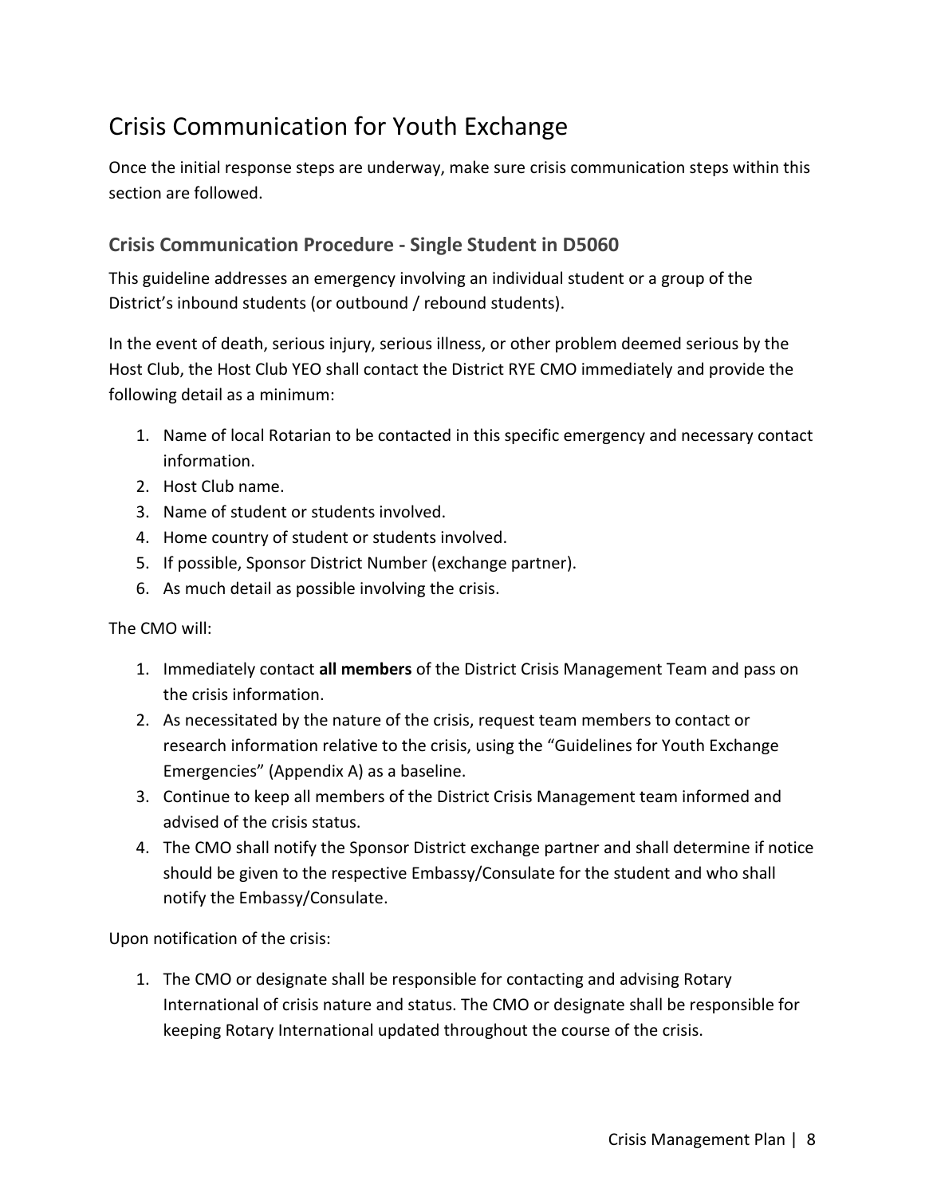# Crisis Communication for Youth Exchange

Once the initial response steps are underway, make sure crisis communication steps within this section are followed.

## Crisis Communication Procedure - Single Student in D5060

This guideline addresses an emergency involving an individual student or a group of the District's inbound students (or outbound / rebound students).

In the event of death, serious injury, serious illness, or other problem deemed serious by the Host Club, the Host Club YEO shall contact the District RYE CMO immediately and provide the following detail as a minimum:

1. Name of local Rotarian to be contacted in this specific emergency and necessary contact information.
2. Host Club name.
3. Name of student or students involved.
4. Home country of student or students involved.
5. If possible, Sponsor District Number (exchange partner).
6. As much detail as possible involving the crisis.

The CMO will:

1. Immediately contact **all members** of the District Crisis Management Team and pass on the crisis information.
2. As necessitated by the nature of the crisis, request team members to contact or research information relative to the crisis, using the "Guidelines for Youth Exchange Emergencies" (Appendix A) as a baseline.
3. Continue to keep all members of the District Crisis Management team informed and advised of the crisis status.
4. The CMO shall notify the Sponsor District exchange partner and shall determine if notice should be given to the respective Embassy/Consulate for the student and who shall notify the Embassy/Consulate.

Upon notification of the crisis:

1. The CMO or designate shall be responsible for contacting and advising Rotary International of crisis nature and status. The CMO or designate shall be responsible for keeping Rotary International updated throughout the course of the crisis.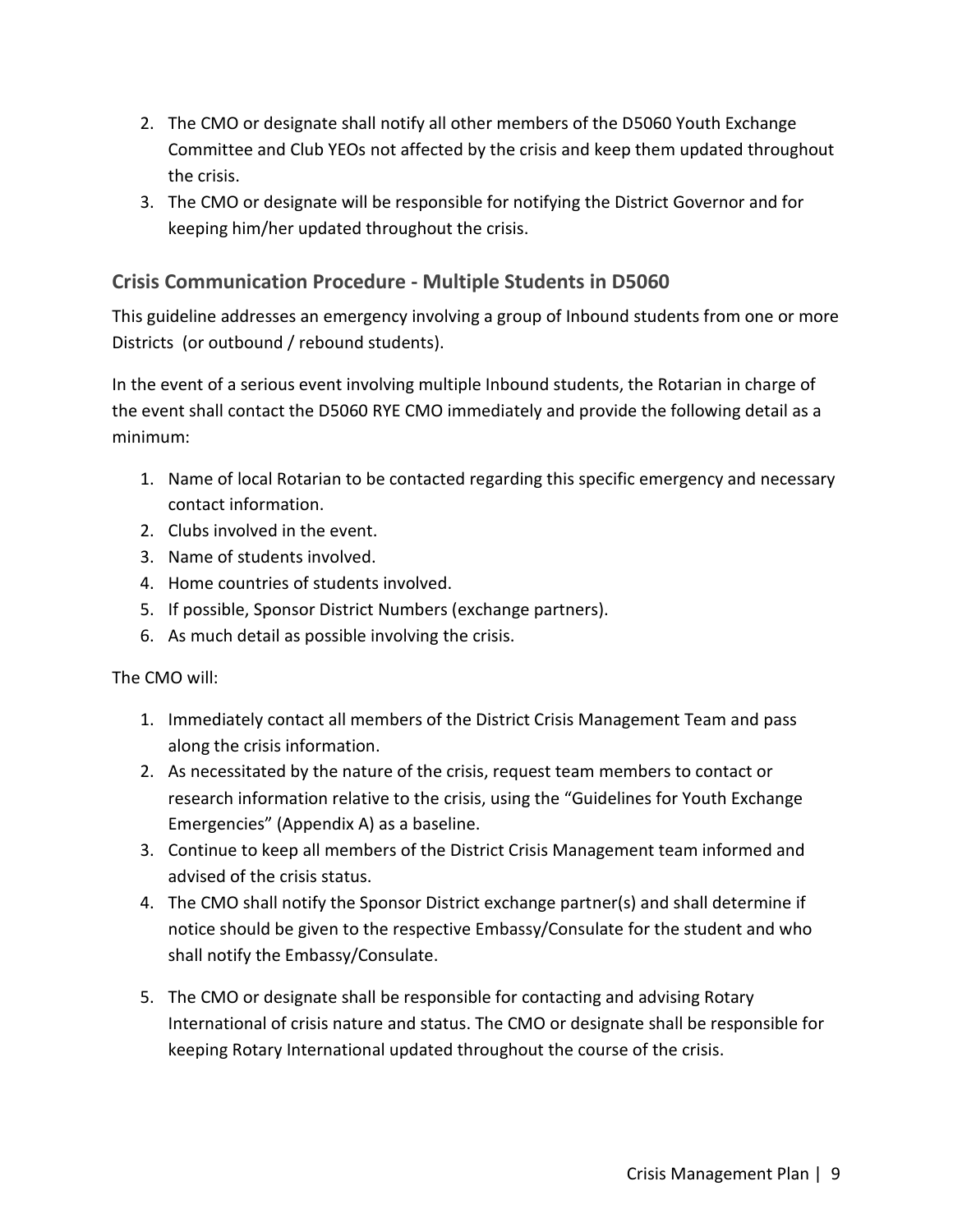2. The CMO or designate shall notify all other members of the D5060 Youth Exchange Committee and Club YEOs not affected by the crisis and keep them updated throughout the crisis.
3. The CMO or designate will be responsible for notifying the District Governor and for keeping him/her updated throughout the crisis.

## Crisis Communication Procedure - Multiple Students in D5060

This guideline addresses an emergency involving a group of Inbound students from one or more Districts (or outbound / rebound students).

In the event of a serious event involving multiple Inbound students, the Rotarian in charge of the event shall contact the D5060 RYE CMO immediately and provide the following detail as a minimum:

1. Name of local Rotarian to be contacted regarding this specific emergency and necessary contact information.
2. Clubs involved in the event.
3. Name of students involved.
4. Home countries of students involved.
5. If possible, Sponsor District Numbers (exchange partners).
6. As much detail as possible involving the crisis.

The CMO will:

1. Immediately contact all members of the District Crisis Management Team and pass along the crisis information.
2. As necessitated by the nature of the crisis, request team members to contact or research information relative to the crisis, using the "Guidelines for Youth Exchange Emergencies" (Appendix A) as a baseline.
3. Continue to keep all members of the District Crisis Management team informed and advised of the crisis status.
4. The CMO shall notify the Sponsor District exchange partner(s) and shall determine if notice should be given to the respective Embassy/Consulate for the student and who shall notify the Embassy/Consulate.
5. The CMO or designate shall be responsible for contacting and advising Rotary International of crisis nature and status. The CMO or designate shall be responsible for keeping Rotary International updated throughout the course of the crisis.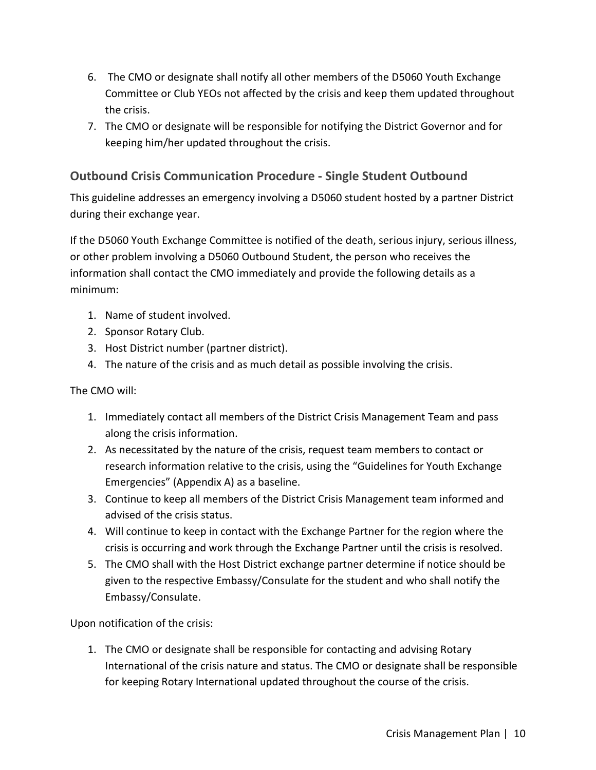6. The CMO or designate shall notify all other members of the D5060 Youth Exchange Committee or Club YEOs not affected by the crisis and keep them updated throughout the crisis.
7. The CMO or designate will be responsible for notifying the District Governor and for keeping him/her updated throughout the crisis.

## Outbound Crisis Communication Procedure - Single Student Outbound

This guideline addresses an emergency involving a D5060 student hosted by a partner District during their exchange year.

If the D5060 Youth Exchange Committee is notified of the death, serious injury, serious illness, or other problem involving a D5060 Outbound Student, the person who receives the information shall contact the CMO immediately and provide the following details as a minimum:

1. Name of student involved.
2. Sponsor Rotary Club.
3. Host District number (partner district).
4. The nature of the crisis and as much detail as possible involving the crisis.

The CMO will:

1. Immediately contact all members of the District Crisis Management Team and pass along the crisis information.
2. As necessitated by the nature of the crisis, request team members to contact or research information relative to the crisis, using the "Guidelines for Youth Exchange Emergencies" (Appendix A) as a baseline.
3. Continue to keep all members of the District Crisis Management team informed and advised of the crisis status.
4. Will continue to keep in contact with the Exchange Partner for the region where the crisis is occurring and work through the Exchange Partner until the crisis is resolved.
5. The CMO shall with the Host District exchange partner determine if notice should be given to the respective Embassy/Consulate for the student and who shall notify the Embassy/Consulate.

Upon notification of the crisis:

1. The CMO or designate shall be responsible for contacting and advising Rotary International of the crisis nature and status. The CMO or designate shall be responsible for keeping Rotary International updated throughout the course of the crisis.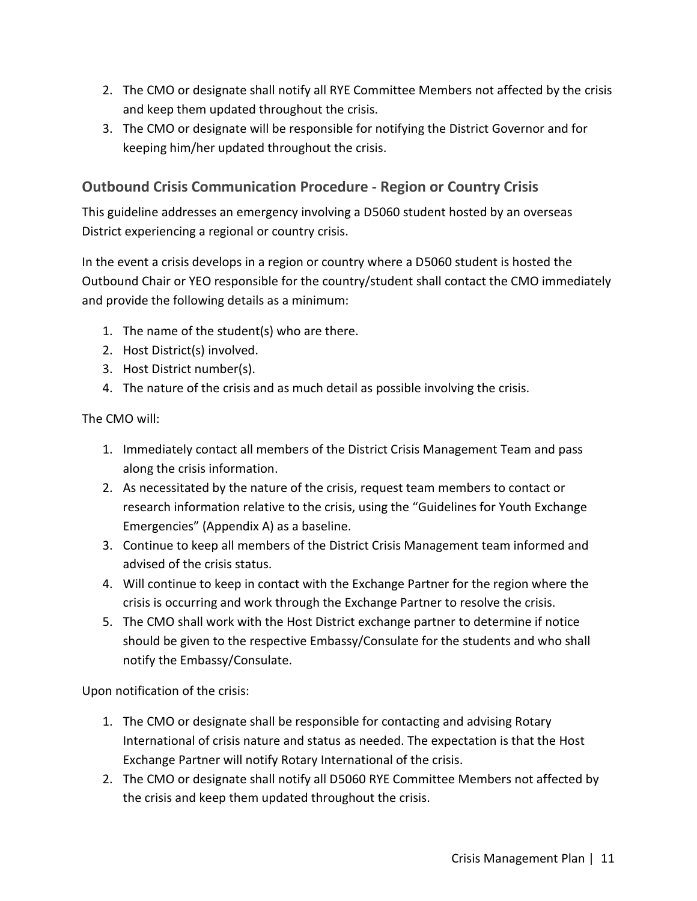2. The CMO or designate shall notify all RYE Committee Members not affected by the crisis and keep them updated throughout the crisis.
3. The CMO or designate will be responsible for notifying the District Governor and for keeping him/her updated throughout the crisis.

## Outbound Crisis Communication Procedure - Region or Country Crisis

This guideline addresses an emergency involving a D5060 student hosted by an overseas District experiencing a regional or country crisis.

In the event a crisis develops in a region or country where a D5060 student is hosted the Outbound Chair or YEO responsible for the country/student shall contact the CMO immediately and provide the following details as a minimum:

1. The name of the student(s) who are there.
2. Host District(s) involved.
3. Host District number(s).
4. The nature of the crisis and as much detail as possible involving the crisis.

The CMO will:

1. Immediately contact all members of the District Crisis Management Team and pass along the crisis information.
2. As necessitated by the nature of the crisis, request team members to contact or research information relative to the crisis, using the "Guidelines for Youth Exchange Emergencies" (Appendix A) as a baseline.
3. Continue to keep all members of the District Crisis Management team informed and advised of the crisis status.
4. Will continue to keep in contact with the Exchange Partner for the region where the crisis is occurring and work through the Exchange Partner to resolve the crisis.
5. The CMO shall work with the Host District exchange partner to determine if notice should be given to the respective Embassy/Consulate for the students and who shall notify the Embassy/Consulate.

Upon notification of the crisis:

1. The CMO or designate shall be responsible for contacting and advising Rotary International of crisis nature and status as needed. The expectation is that the Host Exchange Partner will notify Rotary International of the crisis.
2. The CMO or designate shall notify all D5060 RYE Committee Members not affected by the crisis and keep them updated throughout the crisis.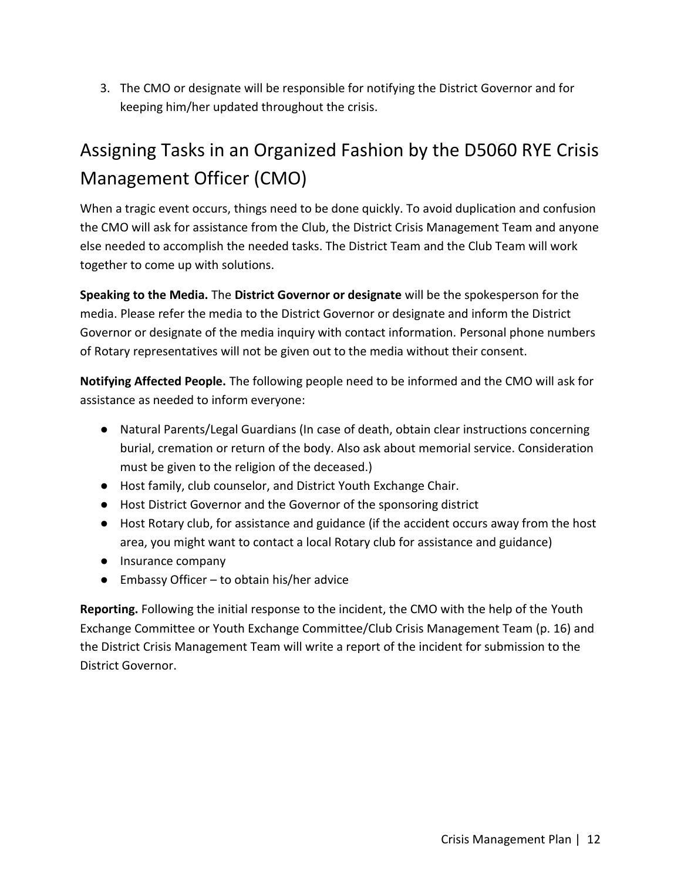3. The CMO or designate will be responsible for notifying the District Governor and for keeping him/her updated throughout the crisis.

## Assigning Tasks in an Organized Fashion by the D5060 RYE Crisis Management Officer (CMO)

When a tragic event occurs, things need to be done quickly. To avoid duplication and confusion the CMO will ask for assistance from the Club, the District Crisis Management Team and anyone else needed to accomplish the needed tasks. The District Team and the Club Team will work together to come up with solutions.

**Speaking to the Media.** The **District Governor or designate** will be the spokesperson for the media. Please refer the media to the District Governor or designate and inform the District Governor or designate of the media inquiry with contact information. Personal phone numbers of Rotary representatives will not be given out to the media without their consent.

**Notifying Affected People.** The following people need to be informed and the CMO will ask for assistance as needed to inform everyone:

- Natural Parents/Legal Guardians (In case of death, obtain clear instructions concerning burial, cremation or return of the body. Also ask about memorial service. Consideration must be given to the religion of the deceased.)
- Host family, club counselor, and District Youth Exchange Chair.
- Host District Governor and the Governor of the sponsoring district
- Host Rotary club, for assistance and guidance (if the accident occurs away from the host area, you might want to contact a local Rotary club for assistance and guidance)
- Insurance company
- Embassy Officer – to obtain his/her advice

**Reporting.** Following the initial response to the incident, the CMO with the help of the Youth Exchange Committee or Youth Exchange Committee/Club Crisis Management Team (p. 16) and the District Crisis Management Team will write a report of the incident for submission to the District Governor.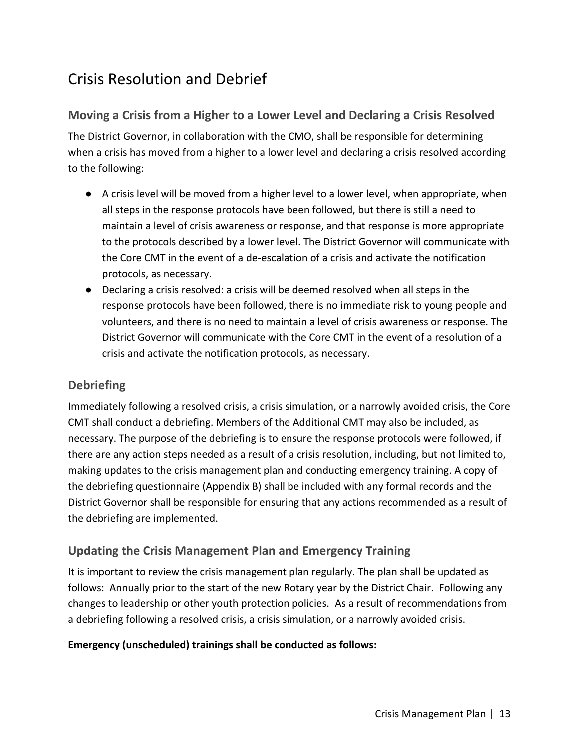# Crisis Resolution and Debrief

## Moving a Crisis from a Higher to a Lower Level and Declaring a Crisis Resolved

The District Governor, in collaboration with the CMO, shall be responsible for determining when a crisis has moved from a higher to a lower level and declaring a crisis resolved according to the following:

- A crisis level will be moved from a higher level to a lower level, when appropriate, when all steps in the response protocols have been followed, but there is still a need to maintain a level of crisis awareness or response, and that response is more appropriate to the protocols described by a lower level. The District Governor will communicate with the Core CMT in the event of a de-escalation of a crisis and activate the notification protocols, as necessary.
- Declaring a crisis resolved: a crisis will be deemed resolved when all steps in the response protocols have been followed, there is no immediate risk to young people and volunteers, and there is no need to maintain a level of crisis awareness or response. The District Governor will communicate with the Core CMT in the event of a resolution of a crisis and activate the notification protocols, as necessary.

## Debriefing

Immediately following a resolved crisis, a crisis simulation, or a narrowly avoided crisis, the Core CMT shall conduct a debriefing. Members of the Additional CMT may also be included, as necessary. The purpose of the debriefing is to ensure the response protocols were followed, if there are any action steps needed as a result of a crisis resolution, including, but not limited to, making updates to the crisis management plan and conducting emergency training. A copy of the debriefing questionnaire (Appendix B) shall be included with any formal records and the District Governor shall be responsible for ensuring that any actions recommended as a result of the debriefing are implemented.

## Updating the Crisis Management Plan and Emergency Training

It is important to review the crisis management plan regularly. The plan shall be updated as follows: Annually prior to the start of the new Rotary year by the District Chair. Following any changes to leadership or other youth protection policies. As a result of recommendations from a debriefing following a resolved crisis, a crisis simulation, or a narrowly avoided crisis.

**Emergency (unscheduled) trainings shall be conducted as follows:**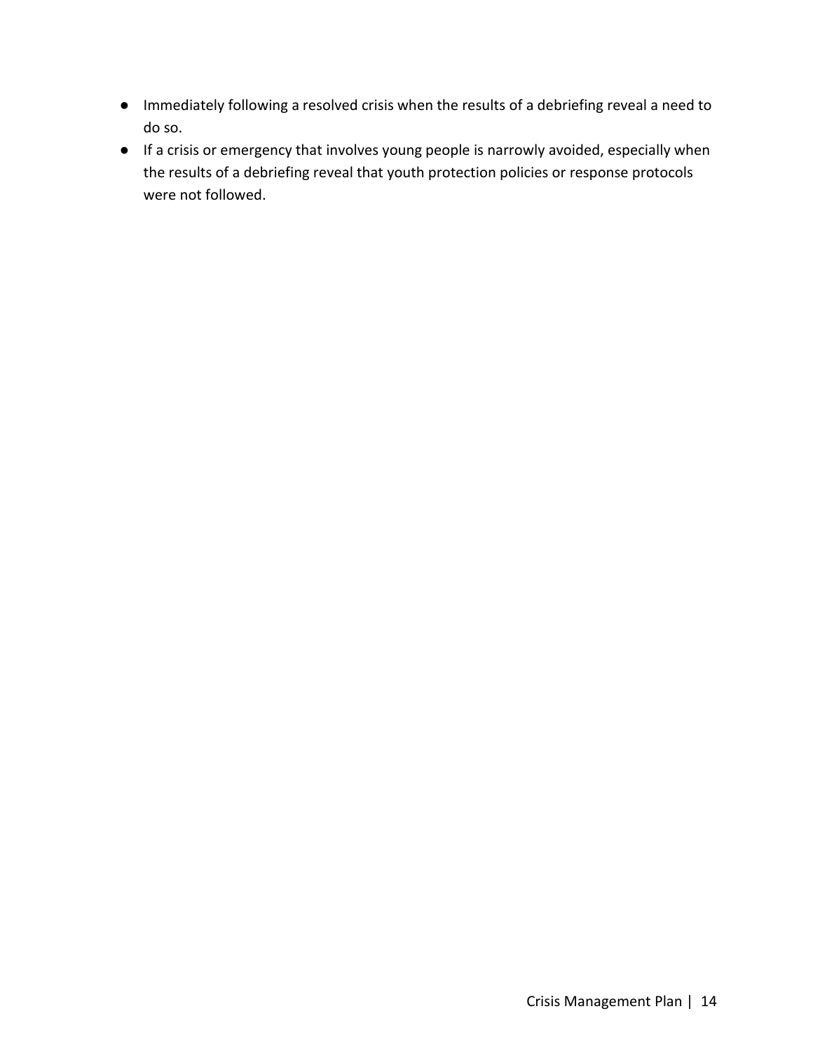- Immediately following a resolved crisis when the results of a debriefing reveal a need to do so.
- If a crisis or emergency that involves young people is narrowly avoided, especially when the results of a debriefing reveal that youth protection policies or response protocols were not followed.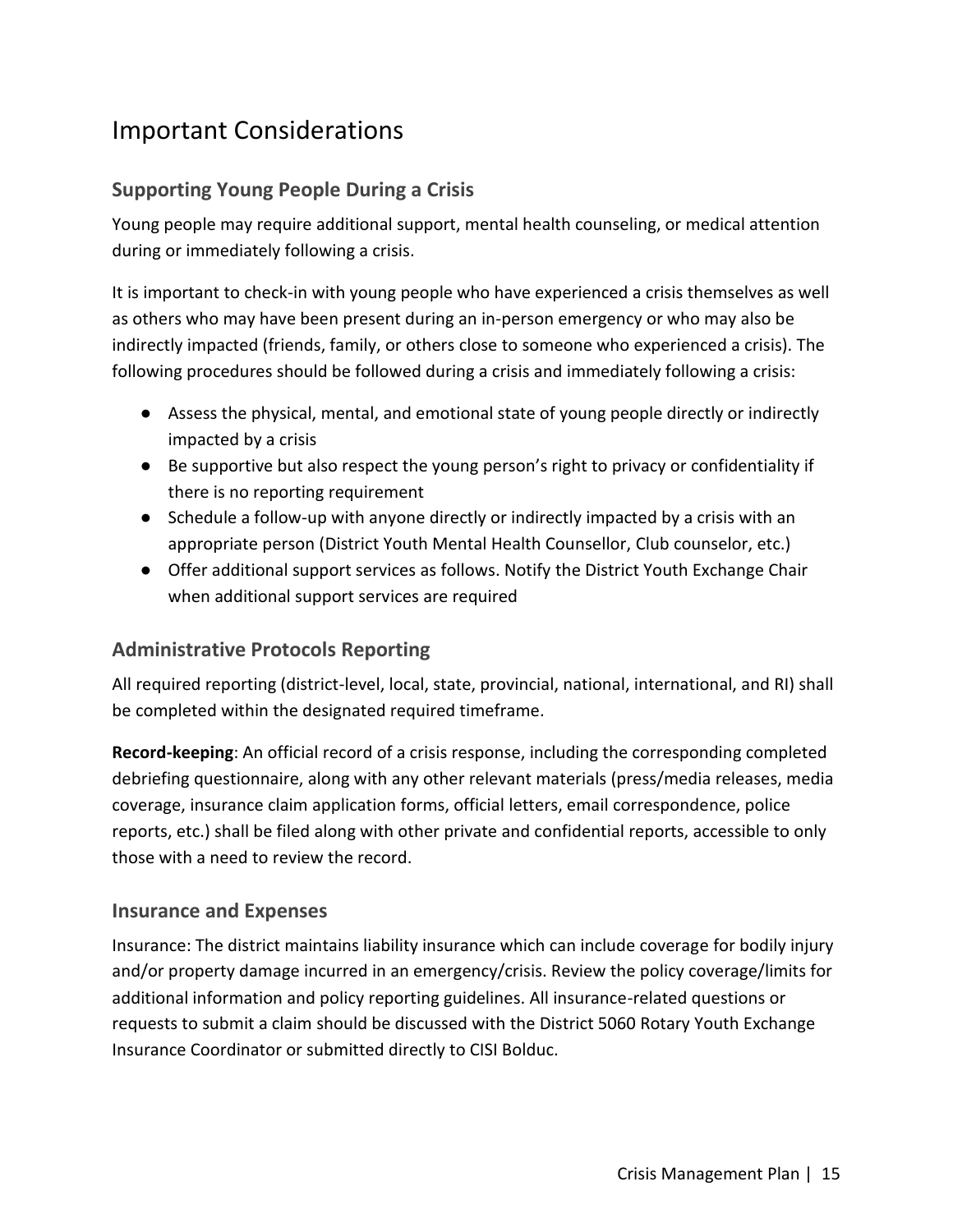# Important Considerations

## Supporting Young People During a Crisis

Young people may require additional support, mental health counseling, or medical attention during or immediately following a crisis.

It is important to check-in with young people who have experienced a crisis themselves as well as others who may have been present during an in-person emergency or who may also be indirectly impacted (friends, family, or others close to someone who experienced a crisis). The following procedures should be followed during a crisis and immediately following a crisis:

- Assess the physical, mental, and emotional state of young people directly or indirectly impacted by a crisis
- Be supportive but also respect the young person's right to privacy or confidentiality if there is no reporting requirement
- Schedule a follow-up with anyone directly or indirectly impacted by a crisis with an appropriate person (District Youth Mental Health Counsellor, Club counselor, etc.)
- Offer additional support services as follows. Notify the District Youth Exchange Chair when additional support services are required

## Administrative Protocols Reporting

All required reporting (district-level, local, state, provincial, national, international, and RI) shall be completed within the designated required timeframe.

**Record-keeping**: An official record of a crisis response, including the corresponding completed debriefing questionnaire, along with any other relevant materials (press/media releases, media coverage, insurance claim application forms, official letters, email correspondence, police reports, etc.) shall be filed along with other private and confidential reports, accessible to only those with a need to review the record.

## Insurance and Expenses

Insurance: The district maintains liability insurance which can include coverage for bodily injury and/or property damage incurred in an emergency/crisis. Review the policy coverage/limits for additional information and policy reporting guidelines. All insurance-related questions or requests to submit a claim should be discussed with the District 5060 Rotary Youth Exchange Insurance Coordinator or submitted directly to CISI Bolduc.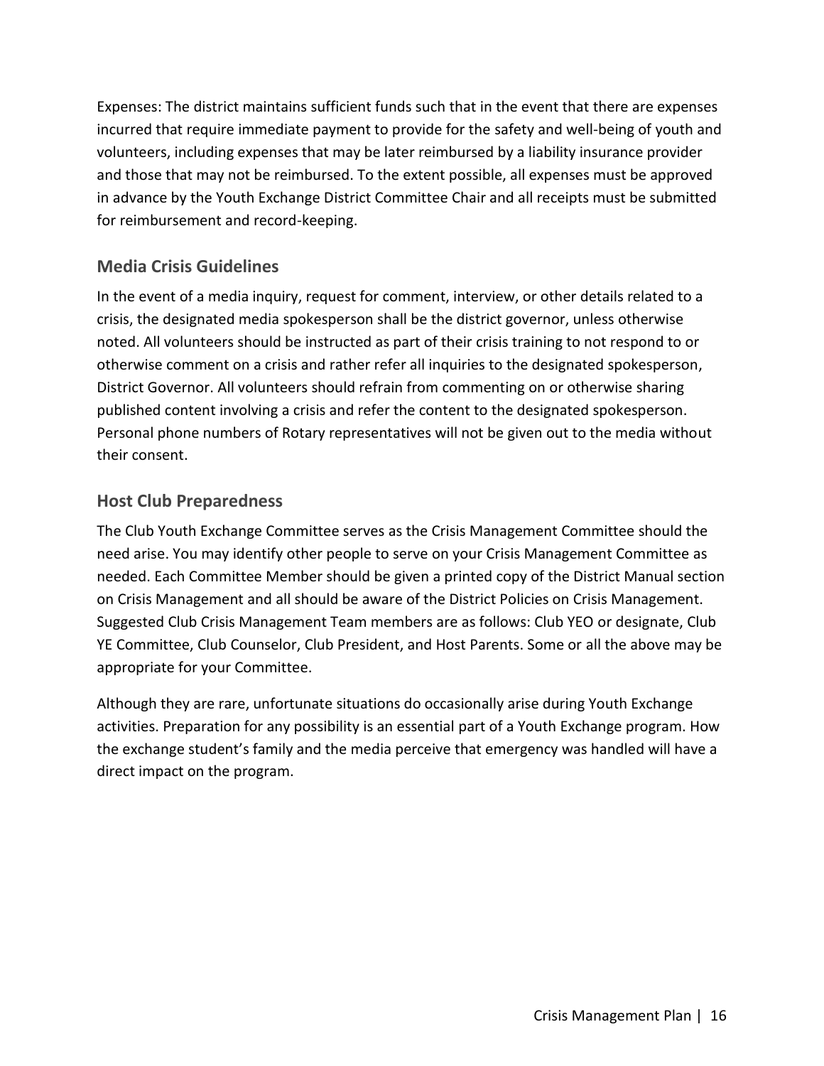Expenses: The district maintains sufficient funds such that in the event that there are expenses incurred that require immediate payment to provide for the safety and well-being of youth and volunteers, including expenses that may be later reimbursed by a liability insurance provider and those that may not be reimbursed. To the extent possible, all expenses must be approved in advance by the Youth Exchange District Committee Chair and all receipts must be submitted for reimbursement and record-keeping.

## Media Crisis Guidelines

In the event of a media inquiry, request for comment, interview, or other details related to a crisis, the designated media spokesperson shall be the district governor, unless otherwise noted. All volunteers should be instructed as part of their crisis training to not respond to or otherwise comment on a crisis and rather refer all inquiries to the designated spokesperson, District Governor. All volunteers should refrain from commenting on or otherwise sharing published content involving a crisis and refer the content to the designated spokesperson. Personal phone numbers of Rotary representatives will not be given out to the media without their consent.

## Host Club Preparedness

The Club Youth Exchange Committee serves as the Crisis Management Committee should the need arise. You may identify other people to serve on your Crisis Management Committee as needed. Each Committee Member should be given a printed copy of the District Manual section on Crisis Management and all should be aware of the District Policies on Crisis Management. Suggested Club Crisis Management Team members are as follows: Club YEO or designate, Club YE Committee, Club Counselor, Club President, and Host Parents. Some or all the above may be appropriate for your Committee.

Although they are rare, unfortunate situations do occasionally arise during Youth Exchange activities. Preparation for any possibility is an essential part of a Youth Exchange program. How the exchange student's family and the media perceive that emergency was handled will have a direct impact on the program.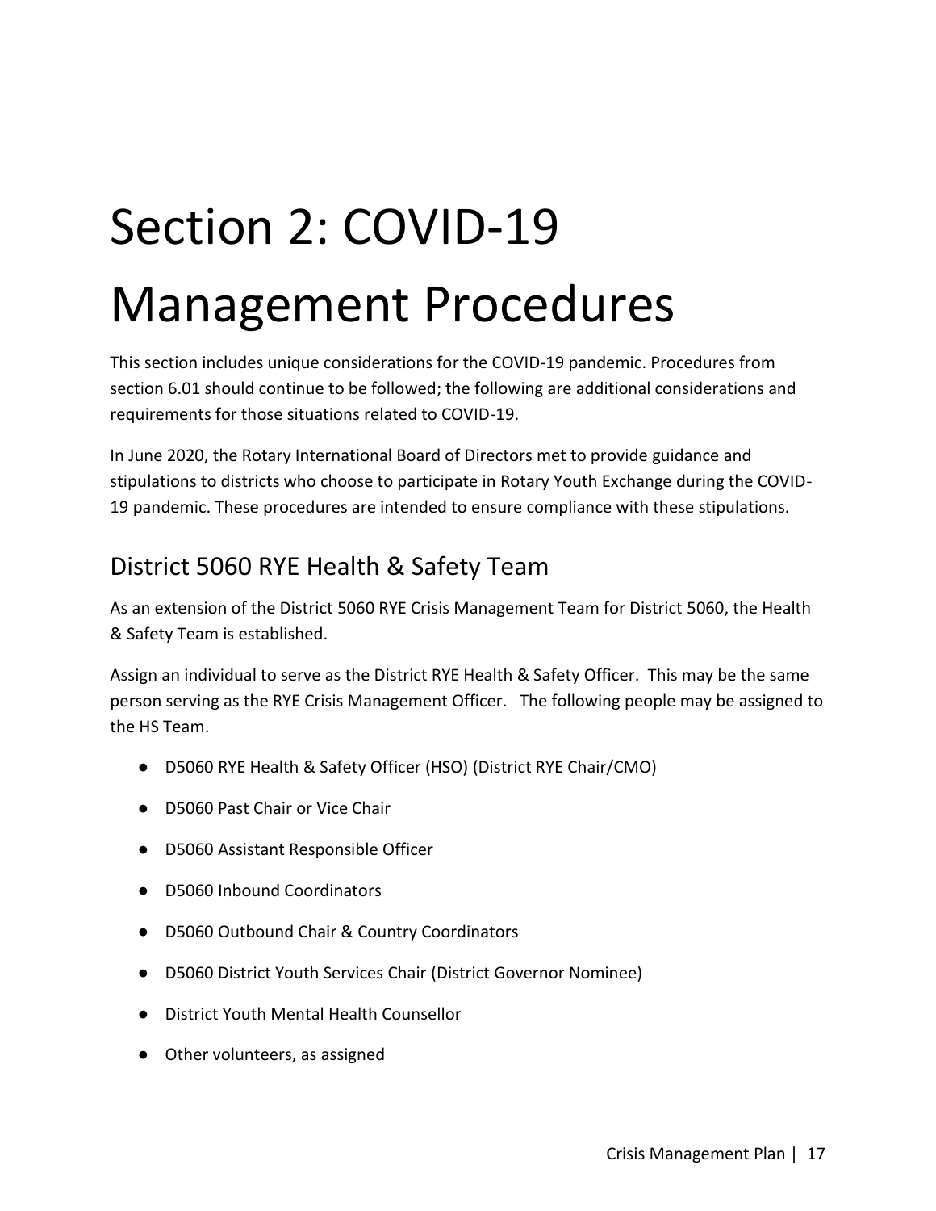# Section 2: COVID-19 Management Procedures

This section includes unique considerations for the COVID-19 pandemic. Procedures from section 6.01 should continue to be followed; the following are additional considerations and requirements for those situations related to COVID-19.

In June 2020, the Rotary International Board of Directors met to provide guidance and stipulations to districts who choose to participate in Rotary Youth Exchange during the COVID-19 pandemic. These procedures are intended to ensure compliance with these stipulations.

## District 5060 RYE Health & Safety Team

As an extension of the District 5060 RYE Crisis Management Team for District 5060, the Health & Safety Team is established.

Assign an individual to serve as the District RYE Health & Safety Officer. This may be the same person serving as the RYE Crisis Management Officer. The following people may be assigned to the HS Team.

- D5060 RYE Health & Safety Officer (HSO) (District RYE Chair/CMO)
- D5060 Past Chair or Vice Chair
- D5060 Assistant Responsible Officer
- D5060 Inbound Coordinators
- D5060 Outbound Chair & Country Coordinators
- D5060 District Youth Services Chair (District Governor Nominee)
- District Youth Mental Health Counsellor
- Other volunteers, as assigned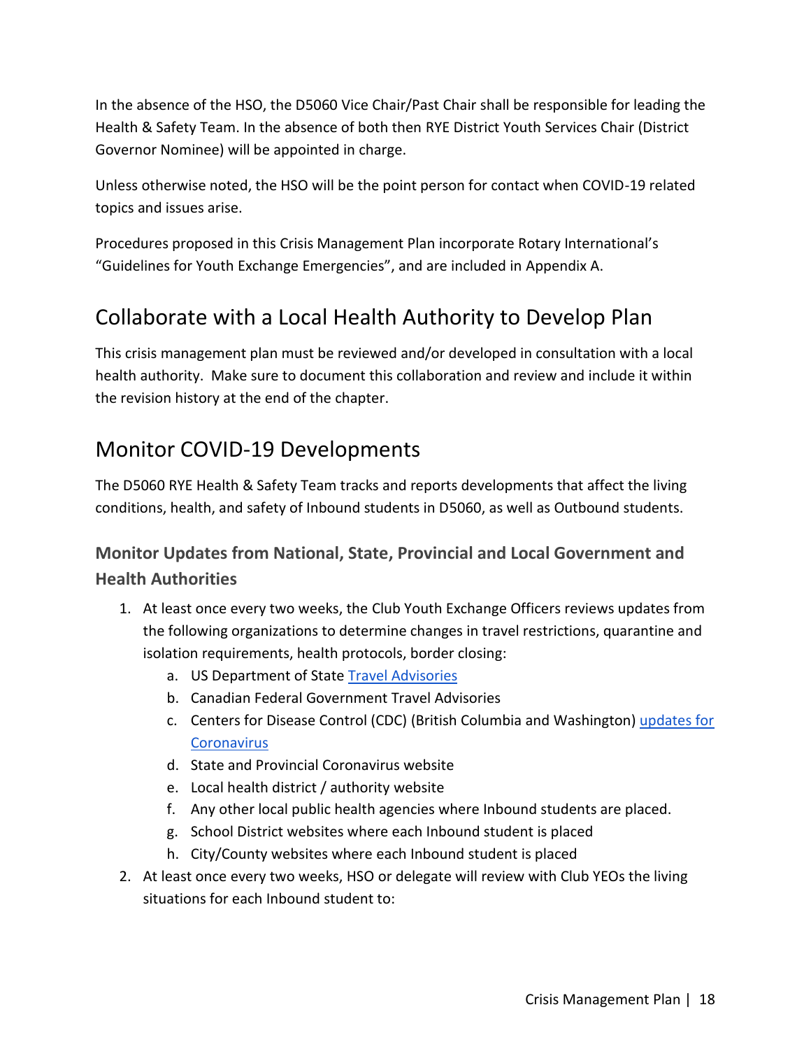In the absence of the HSO, the D5060 Vice Chair/Past Chair shall be responsible for leading the Health & Safety Team. In the absence of both then RYE District Youth Services Chair (District Governor Nominee) will be appointed in charge.

Unless otherwise noted, the HSO will be the point person for contact when COVID-19 related topics and issues arise.

Procedures proposed in this Crisis Management Plan incorporate Rotary International's "Guidelines for Youth Exchange Emergencies", and are included in Appendix A.

## Collaborate with a Local Health Authority to Develop Plan

This crisis management plan must be reviewed and/or developed in consultation with a local health authority. Make sure to document this collaboration and review and include it within the revision history at the end of the chapter.

## Monitor COVID-19 Developments

The D5060 RYE Health & Safety Team tracks and reports developments that affect the living conditions, health, and safety of Inbound students in D5060, as well as Outbound students.

### Monitor Updates from National, State, Provincial and Local Government and Health Authorities

1. At least once every two weeks, the Club Youth Exchange Officers reviews updates from the following organizations to determine changes in travel restrictions, quarantine and isolation requirements, health protocols, border closing:
   a. US Department of State Travel Advisories
   b. Canadian Federal Government Travel Advisories
   c. Centers for Disease Control (CDC) (British Columbia and Washington) updates for Coronavirus
   d. State and Provincial Coronavirus website
   e. Local health district / authority website
   f. Any other local public health agencies where Inbound students are placed.
   g. School District websites where each Inbound student is placed
   h. City/County websites where each Inbound student is placed
2. At least once every two weeks, HSO or delegate will review with Club YEOs the living situations for each Inbound student to: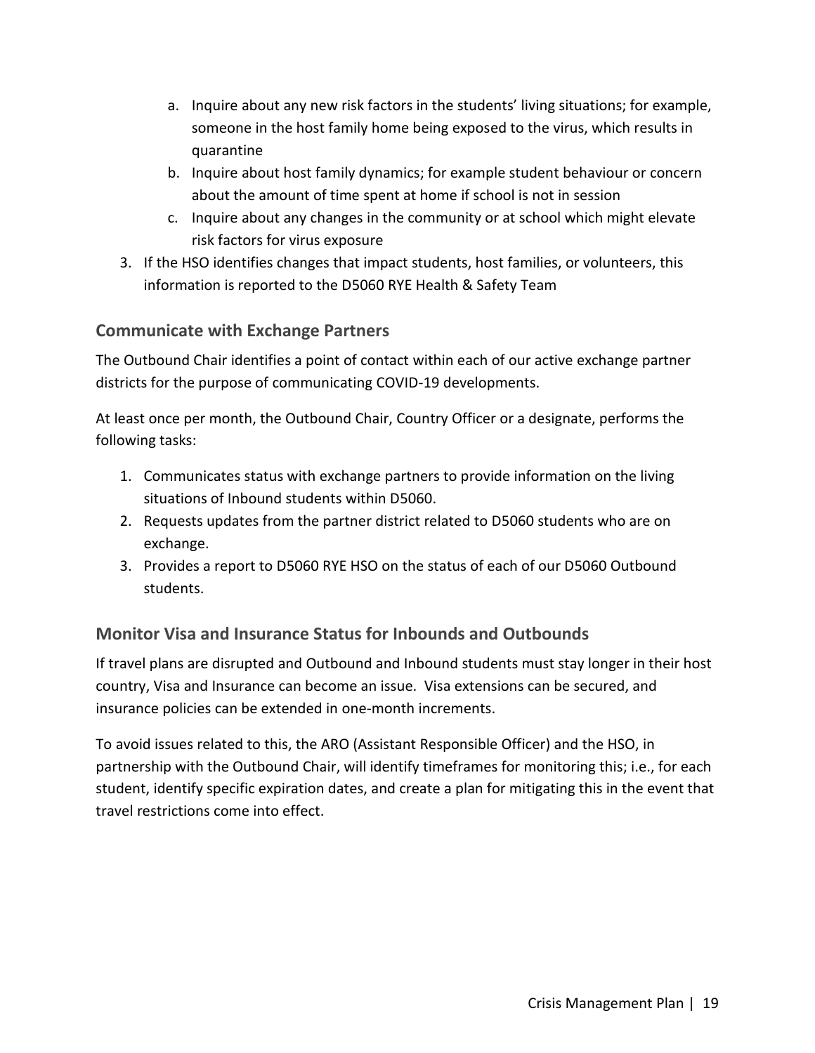a. Inquire about any new risk factors in the students' living situations; for example, someone in the host family home being exposed to the virus, which results in quarantine
   b. Inquire about host family dynamics; for example student behaviour or concern about the amount of time spent at home if school is not in session
   c. Inquire about any changes in the community or at school which might elevate risk factors for virus exposure
3. If the HSO identifies changes that impact students, host families, or volunteers, this information is reported to the D5060 RYE Health & Safety Team

## Communicate with Exchange Partners

The Outbound Chair identifies a point of contact within each of our active exchange partner districts for the purpose of communicating COVID-19 developments.

At least once per month, the Outbound Chair, Country Officer or a designate, performs the following tasks:

1. Communicates status with exchange partners to provide information on the living situations of Inbound students within D5060.
2. Requests updates from the partner district related to D5060 students who are on exchange.
3. Provides a report to D5060 RYE HSO on the status of each of our D5060 Outbound students.

## Monitor Visa and Insurance Status for Inbounds and Outbounds

If travel plans are disrupted and Outbound and Inbound students must stay longer in their host country, Visa and Insurance can become an issue. Visa extensions can be secured, and insurance policies can be extended in one-month increments.

To avoid issues related to this, the ARO (Assistant Responsible Officer) and the HSO, in partnership with the Outbound Chair, will identify timeframes for monitoring this; i.e., for each student, identify specific expiration dates, and create a plan for mitigating this in the event that travel restrictions come into effect.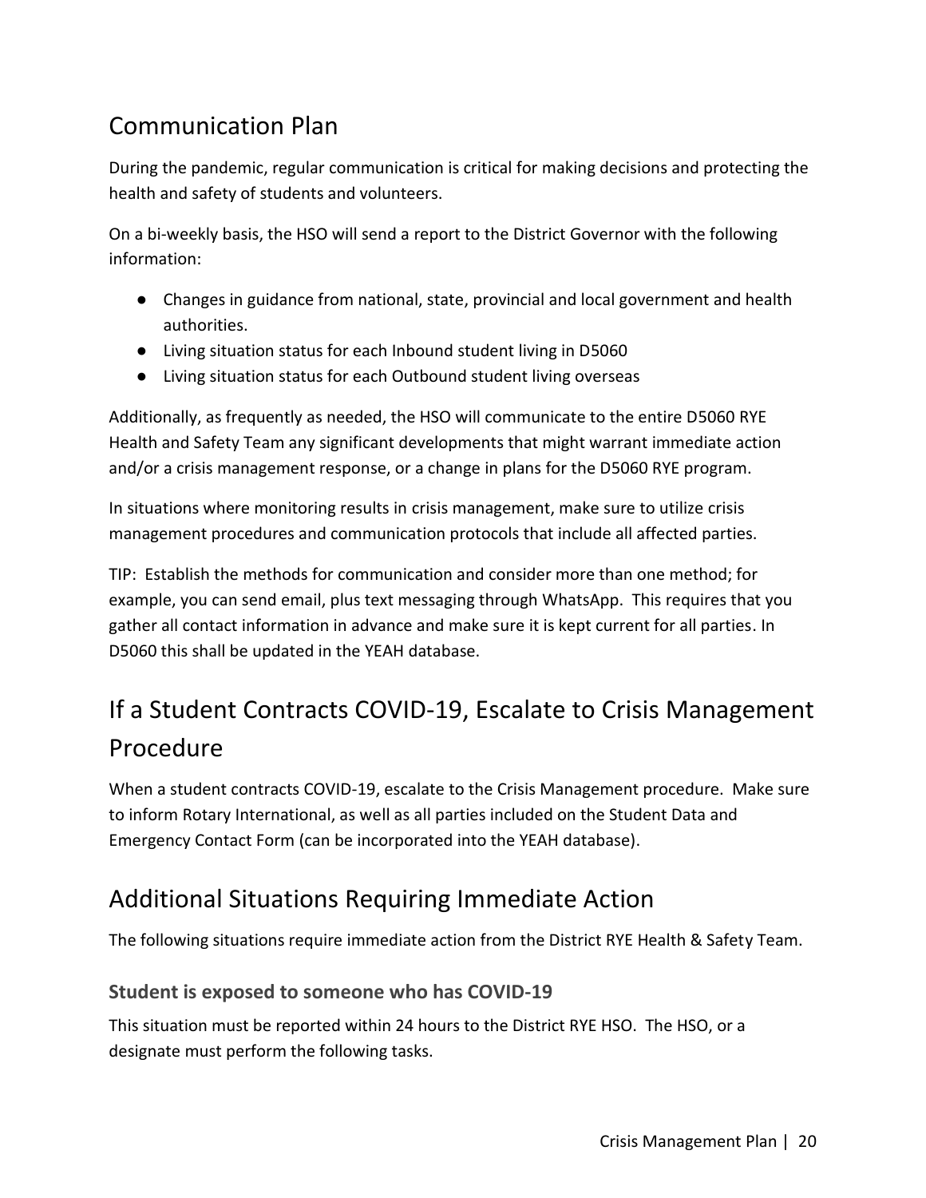## Communication Plan

During the pandemic, regular communication is critical for making decisions and protecting the health and safety of students and volunteers.

On a bi-weekly basis, the HSO will send a report to the District Governor with the following information:

- Changes in guidance from national, state, provincial and local government and health authorities.
- Living situation status for each Inbound student living in D5060
- Living situation status for each Outbound student living overseas

Additionally, as frequently as needed, the HSO will communicate to the entire D5060 RYE Health and Safety Team any significant developments that might warrant immediate action and/or a crisis management response, or a change in plans for the D5060 RYE program.

In situations where monitoring results in crisis management, make sure to utilize crisis management procedures and communication protocols that include all affected parties.

TIP: Establish the methods for communication and consider more than one method; for example, you can send email, plus text messaging through WhatsApp. This requires that you gather all contact information in advance and make sure it is kept current for all parties. In D5060 this shall be updated in the YEAH database.

## If a Student Contracts COVID-19, Escalate to Crisis Management Procedure

When a student contracts COVID-19, escalate to the Crisis Management procedure. Make sure to inform Rotary International, as well as all parties included on the Student Data and Emergency Contact Form (can be incorporated into the YEAH database).

## Additional Situations Requiring Immediate Action

The following situations require immediate action from the District RYE Health & Safety Team.

### Student is exposed to someone who has COVID-19

This situation must be reported within 24 hours to the District RYE HSO. The HSO, or a designate must perform the following tasks.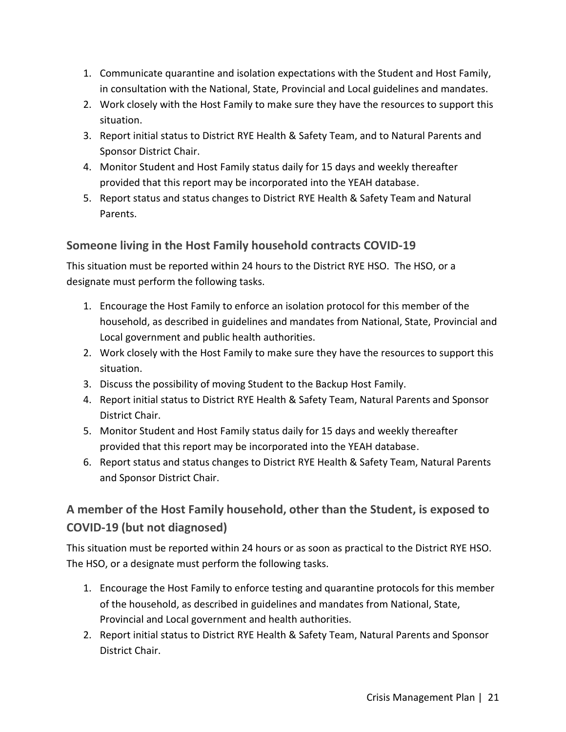1. Communicate quarantine and isolation expectations with the Student and Host Family, in consultation with the National, State, Provincial and Local guidelines and mandates.
2. Work closely with the Host Family to make sure they have the resources to support this situation.
3. Report initial status to District RYE Health & Safety Team, and to Natural Parents and Sponsor District Chair.
4. Monitor Student and Host Family status daily for 15 days and weekly thereafter provided that this report may be incorporated into the YEAH database.
5. Report status and status changes to District RYE Health & Safety Team and Natural Parents.

### Someone living in the Host Family household contracts COVID-19

This situation must be reported within 24 hours to the District RYE HSO. The HSO, or a designate must perform the following tasks.

1. Encourage the Host Family to enforce an isolation protocol for this member of the household, as described in guidelines and mandates from National, State, Provincial and Local government and public health authorities.
2. Work closely with the Host Family to make sure they have the resources to support this situation.
3. Discuss the possibility of moving Student to the Backup Host Family.
4. Report initial status to District RYE Health & Safety Team, Natural Parents and Sponsor District Chair.
5. Monitor Student and Host Family status daily for 15 days and weekly thereafter provided that this report may be incorporated into the YEAH database.
6. Report status and status changes to District RYE Health & Safety Team, Natural Parents and Sponsor District Chair.

### A member of the Host Family household, other than the Student, is exposed to COVID-19 (but not diagnosed)

This situation must be reported within 24 hours or as soon as practical to the District RYE HSO. The HSO, or a designate must perform the following tasks.

1. Encourage the Host Family to enforce testing and quarantine protocols for this member of the household, as described in guidelines and mandates from National, State, Provincial and Local government and health authorities.
2. Report initial status to District RYE Health & Safety Team, Natural Parents and Sponsor District Chair.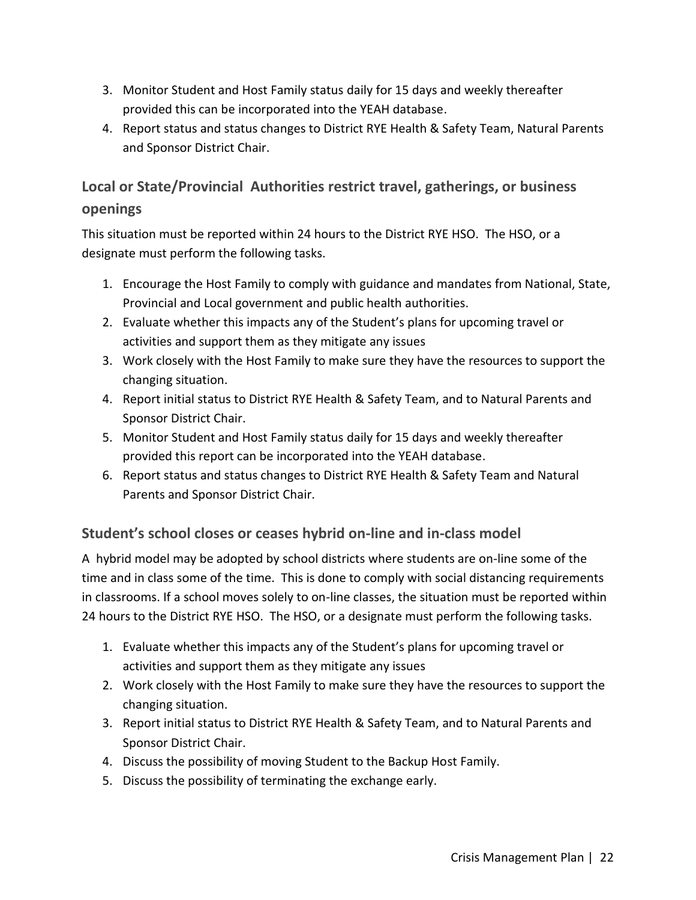3. Monitor Student and Host Family status daily for 15 days and weekly thereafter provided this can be incorporated into the YEAH database.
4. Report status and status changes to District RYE Health & Safety Team, Natural Parents and Sponsor District Chair.

## Local or State/Provincial Authorities restrict travel, gatherings, or business openings

This situation must be reported within 24 hours to the District RYE HSO. The HSO, or a designate must perform the following tasks.

1. Encourage the Host Family to comply with guidance and mandates from National, State, Provincial and Local government and public health authorities.
2. Evaluate whether this impacts any of the Student's plans for upcoming travel or activities and support them as they mitigate any issues
3. Work closely with the Host Family to make sure they have the resources to support the changing situation.
4. Report initial status to District RYE Health & Safety Team, and to Natural Parents and Sponsor District Chair.
5. Monitor Student and Host Family status daily for 15 days and weekly thereafter provided this report can be incorporated into the YEAH database.
6. Report status and status changes to District RYE Health & Safety Team and Natural Parents and Sponsor District Chair.

### Student's school closes or ceases hybrid on-line and in-class model

A hybrid model may be adopted by school districts where students are on-line some of the time and in class some of the time. This is done to comply with social distancing requirements in classrooms. If a school moves solely to on-line classes, the situation must be reported within 24 hours to the District RYE HSO. The HSO, or a designate must perform the following tasks.

1. Evaluate whether this impacts any of the Student's plans for upcoming travel or activities and support them as they mitigate any issues
2. Work closely with the Host Family to make sure they have the resources to support the changing situation.
3. Report initial status to District RYE Health & Safety Team, and to Natural Parents and Sponsor District Chair.
4. Discuss the possibility of moving Student to the Backup Host Family.
5. Discuss the possibility of terminating the exchange early.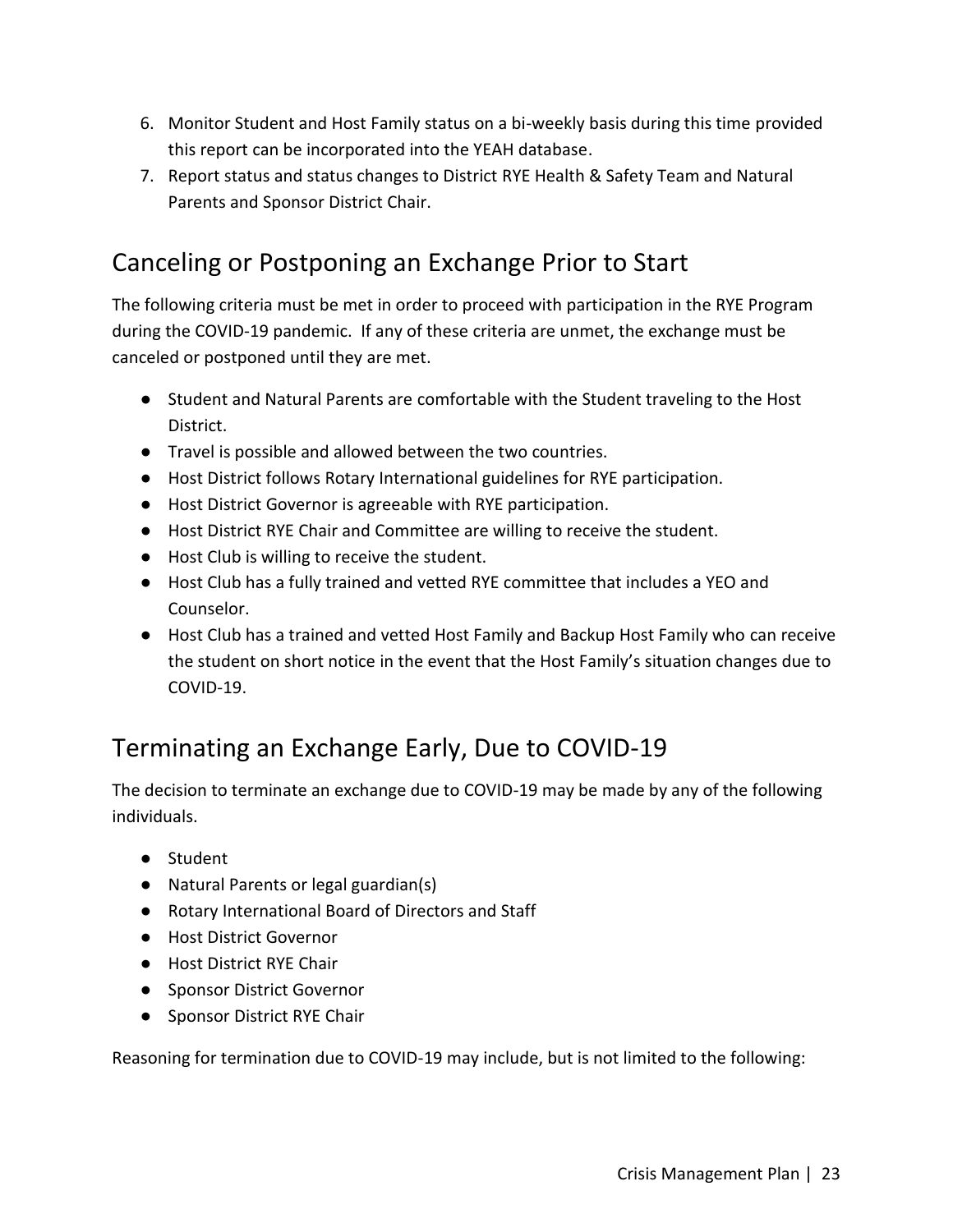6. Monitor Student and Host Family status on a bi-weekly basis during this time provided this report can be incorporated into the YEAH database.
7. Report status and status changes to District RYE Health & Safety Team and Natural Parents and Sponsor District Chair.

## Canceling or Postponing an Exchange Prior to Start

The following criteria must be met in order to proceed with participation in the RYE Program during the COVID-19 pandemic. If any of these criteria are unmet, the exchange must be canceled or postponed until they are met.

- Student and Natural Parents are comfortable with the Student traveling to the Host District.
- Travel is possible and allowed between the two countries.
- Host District follows Rotary International guidelines for RYE participation.
- Host District Governor is agreeable with RYE participation.
- Host District RYE Chair and Committee are willing to receive the student.
- Host Club is willing to receive the student.
- Host Club has a fully trained and vetted RYE committee that includes a YEO and Counselor.
- Host Club has a trained and vetted Host Family and Backup Host Family who can receive the student on short notice in the event that the Host Family's situation changes due to COVID-19.

## Terminating an Exchange Early, Due to COVID-19

The decision to terminate an exchange due to COVID-19 may be made by any of the following individuals.

- Student
- Natural Parents or legal guardian(s)
- Rotary International Board of Directors and Staff
- Host District Governor
- Host District RYE Chair
- Sponsor District Governor
- Sponsor District RYE Chair

Reasoning for termination due to COVID-19 may include, but is not limited to the following: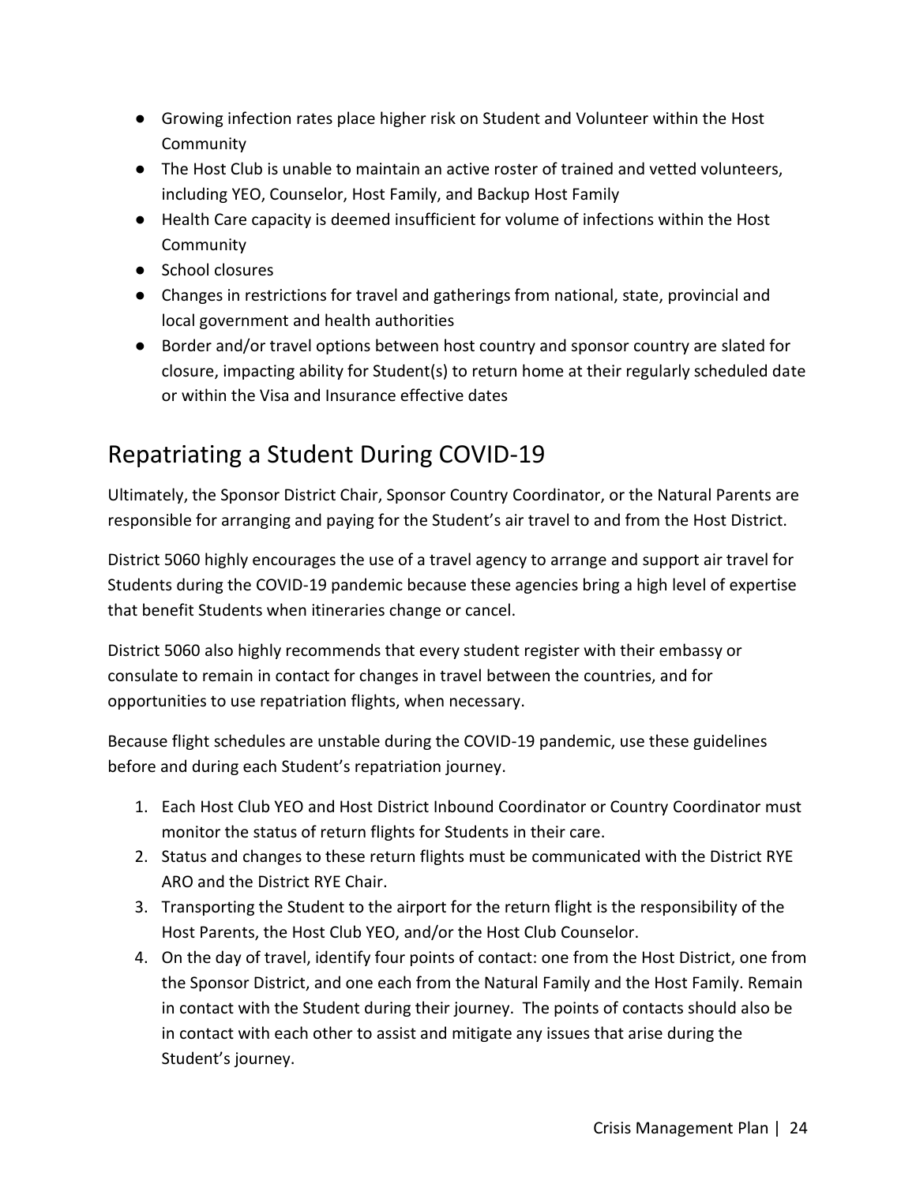- Growing infection rates place higher risk on Student and Volunteer within the Host Community
- The Host Club is unable to maintain an active roster of trained and vetted volunteers, including YEO, Counselor, Host Family, and Backup Host Family
- Health Care capacity is deemed insufficient for volume of infections within the Host Community
- School closures
- Changes in restrictions for travel and gatherings from national, state, provincial and local government and health authorities
- Border and/or travel options between host country and sponsor country are slated for closure, impacting ability for Student(s) to return home at their regularly scheduled date or within the Visa and Insurance effective dates

## Repatriating a Student During COVID-19

Ultimately, the Sponsor District Chair, Sponsor Country Coordinator, or the Natural Parents are responsible for arranging and paying for the Student's air travel to and from the Host District.

District 5060 highly encourages the use of a travel agency to arrange and support air travel for Students during the COVID-19 pandemic because these agencies bring a high level of expertise that benefit Students when itineraries change or cancel.

District 5060 also highly recommends that every student register with their embassy or consulate to remain in contact for changes in travel between the countries, and for opportunities to use repatriation flights, when necessary.

Because flight schedules are unstable during the COVID-19 pandemic, use these guidelines before and during each Student's repatriation journey.

1. Each Host Club YEO and Host District Inbound Coordinator or Country Coordinator must monitor the status of return flights for Students in their care.
2. Status and changes to these return flights must be communicated with the District RYE ARO and the District RYE Chair.
3. Transporting the Student to the airport for the return flight is the responsibility of the Host Parents, the Host Club YEO, and/or the Host Club Counselor.
4. On the day of travel, identify four points of contact: one from the Host District, one from the Sponsor District, and one each from the Natural Family and the Host Family. Remain in contact with the Student during their journey. The points of contacts should also be in contact with each other to assist and mitigate any issues that arise during the Student's journey.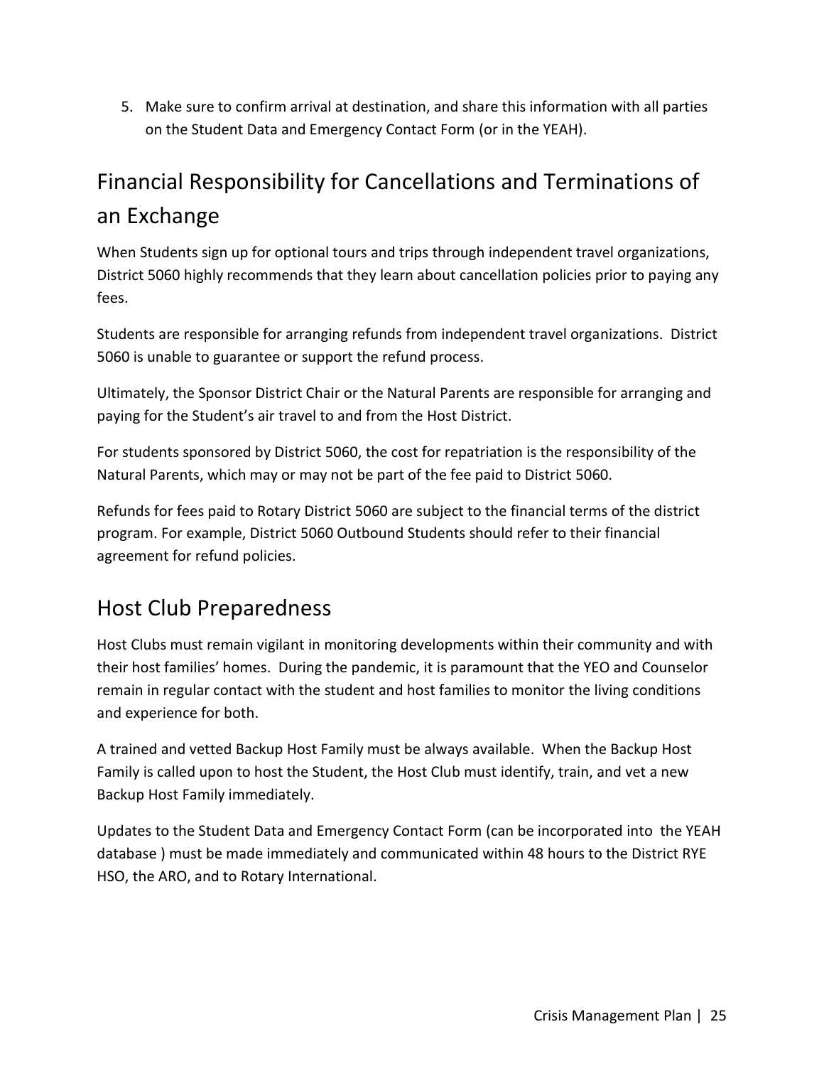5. Make sure to confirm arrival at destination, and share this information with all parties on the Student Data and Emergency Contact Form (or in the YEAH).

## Financial Responsibility for Cancellations and Terminations of an Exchange

When Students sign up for optional tours and trips through independent travel organizations, District 5060 highly recommends that they learn about cancellation policies prior to paying any fees.

Students are responsible for arranging refunds from independent travel organizations. District 5060 is unable to guarantee or support the refund process.

Ultimately, the Sponsor District Chair or the Natural Parents are responsible for arranging and paying for the Student's air travel to and from the Host District.

For students sponsored by District 5060, the cost for repatriation is the responsibility of the Natural Parents, which may or may not be part of the fee paid to District 5060.

Refunds for fees paid to Rotary District 5060 are subject to the financial terms of the district program. For example, District 5060 Outbound Students should refer to their financial agreement for refund policies.

## Host Club Preparedness

Host Clubs must remain vigilant in monitoring developments within their community and with their host families' homes. During the pandemic, it is paramount that the YEO and Counselor remain in regular contact with the student and host families to monitor the living conditions and experience for both.

A trained and vetted Backup Host Family must be always available. When the Backup Host Family is called upon to host the Student, the Host Club must identify, train, and vet a new Backup Host Family immediately.

Updates to the Student Data and Emergency Contact Form (can be incorporated into the YEAH database ) must be made immediately and communicated within 48 hours to the District RYE HSO, the ARO, and to Rotary International.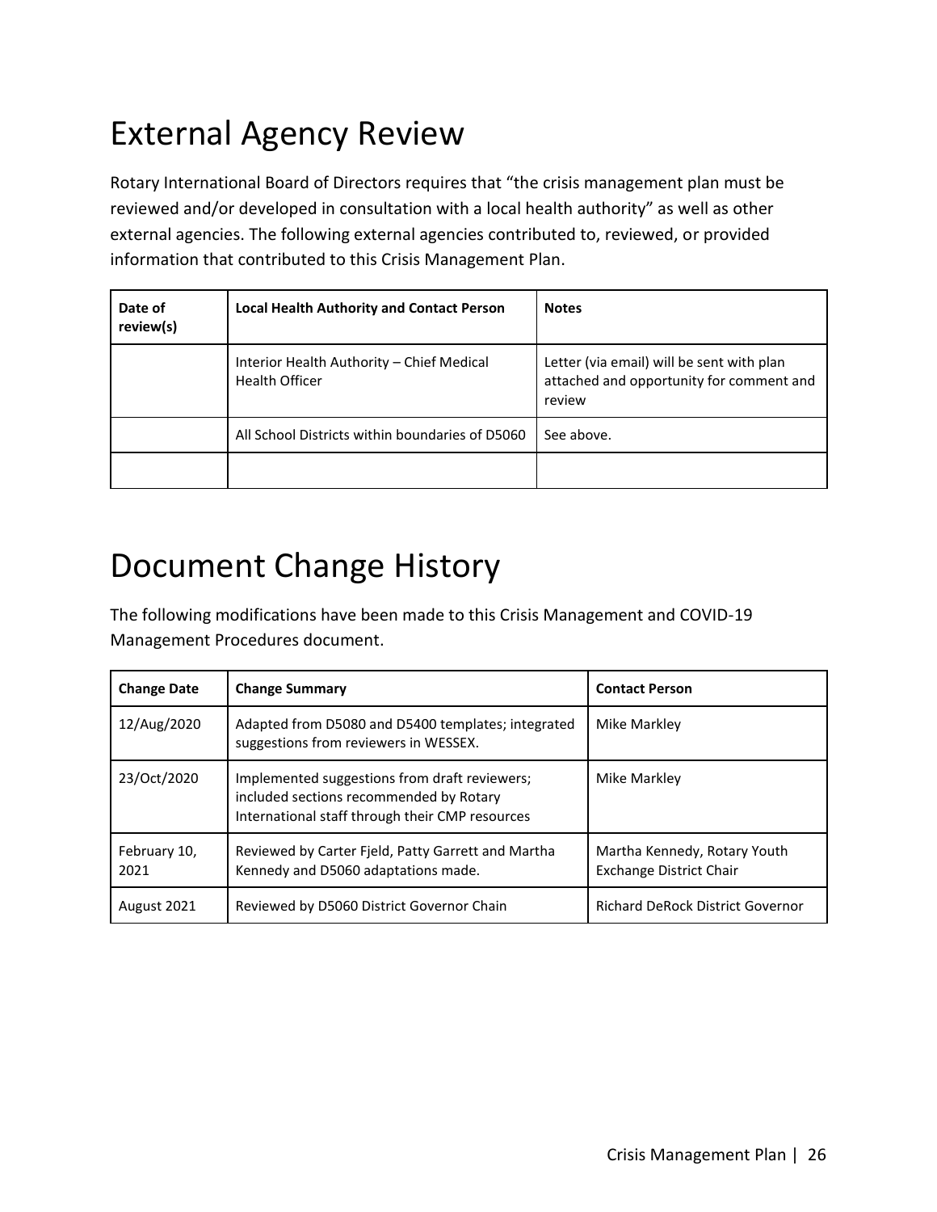# External Agency Review

Rotary International Board of Directors requires that "the crisis management plan must be reviewed and/or developed in consultation with a local health authority" as well as other external agencies. The following external agencies contributed to, reviewed, or provided information that contributed to this Crisis Management Plan.

| Date of review(s) | Local Health Authority and Contact Person | Notes |
|---|---|---|
| | Interior Health Authority – Chief Medical Health Officer | Letter (via email) will be sent with plan attached and opportunity for comment and review |
| | All School Districts within boundaries of D5060 | See above. |
| | | |

# Document Change History

The following modifications have been made to this Crisis Management and COVID-19 Management Procedures document.

| Change Date | Change Summary | Contact Person |
|---|---|---|
| 12/Aug/2020 | Adapted from D5080 and D5400 templates; integrated suggestions from reviewers in WESSEX. | Mike Markley |
| 23/Oct/2020 | Implemented suggestions from draft reviewers; included sections recommended by Rotary International staff through their CMP resources | Mike Markley |
| February 10, 2021 | Reviewed by Carter Fjeld, Patty Garrett and Martha Kennedy and D5060 adaptations made. | Martha Kennedy, Rotary Youth Exchange District Chair |
| August 2021 | Reviewed by D5060 District Governor Chain | Richard DeRock District Governor |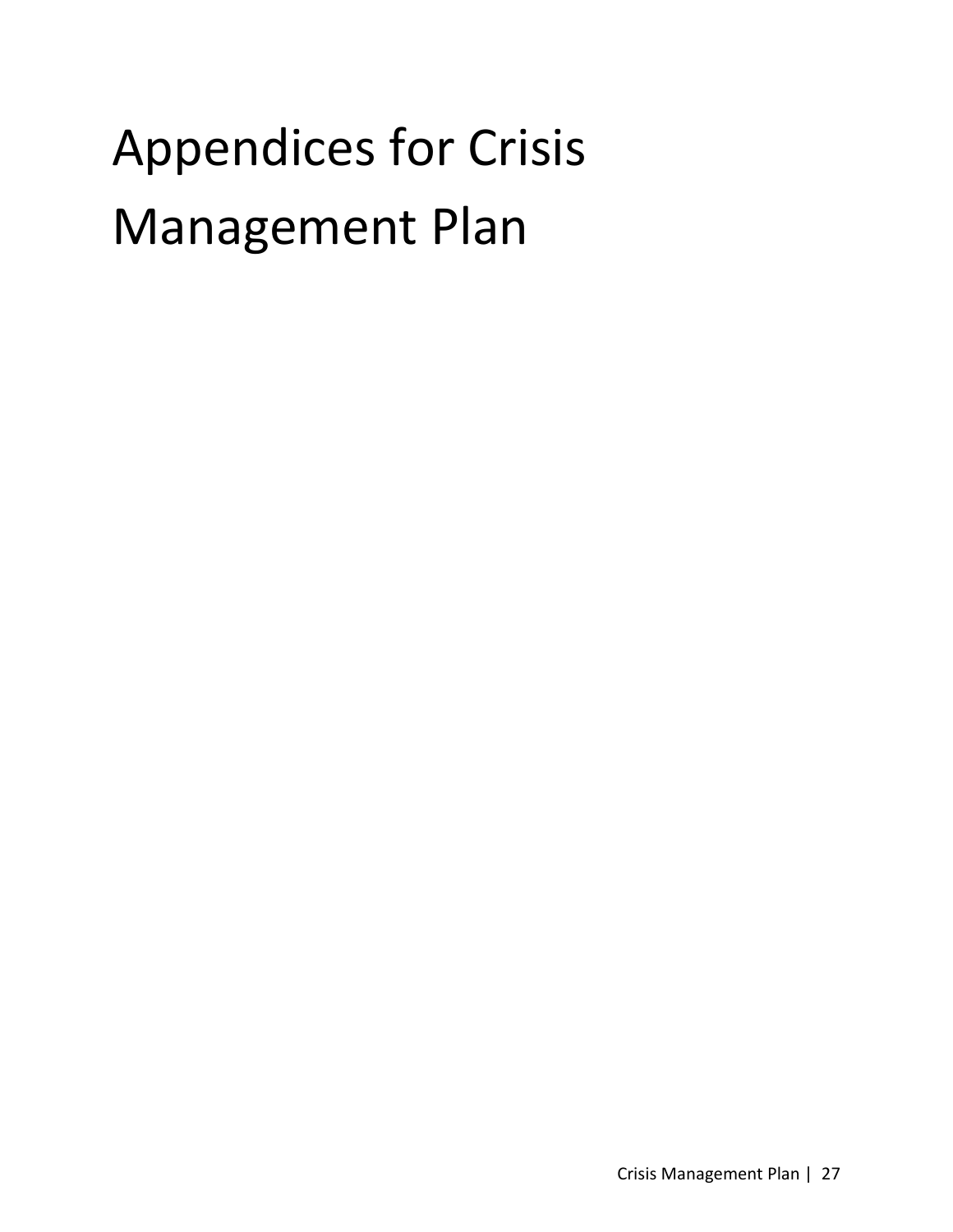# Appendices for Crisis Management Plan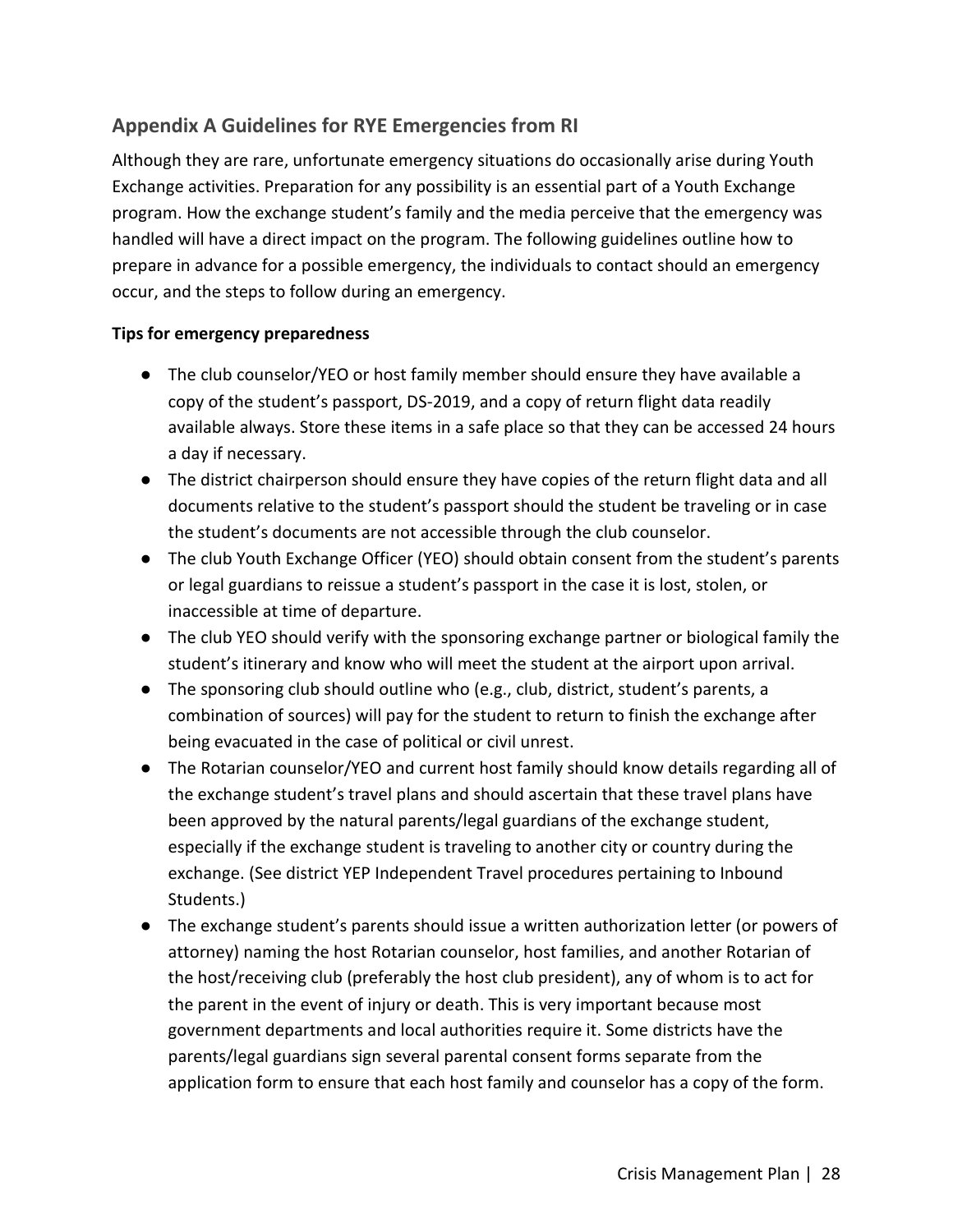## Appendix A Guidelines for RYE Emergencies from RI

Although they are rare, unfortunate emergency situations do occasionally arise during Youth Exchange activities. Preparation for any possibility is an essential part of a Youth Exchange program. How the exchange student's family and the media perceive that the emergency was handled will have a direct impact on the program. The following guidelines outline how to prepare in advance for a possible emergency, the individuals to contact should an emergency occur, and the steps to follow during an emergency.

**Tips for emergency preparedness**

- The club counselor/YEO or host family member should ensure they have available a copy of the student's passport, DS-2019, and a copy of return flight data readily available always. Store these items in a safe place so that they can be accessed 24 hours a day if necessary.
- The district chairperson should ensure they have copies of the return flight data and all documents relative to the student's passport should the student be traveling or in case the student's documents are not accessible through the club counselor.
- The club Youth Exchange Officer (YEO) should obtain consent from the student's parents or legal guardians to reissue a student's passport in the case it is lost, stolen, or inaccessible at time of departure.
- The club YEO should verify with the sponsoring exchange partner or biological family the student's itinerary and know who will meet the student at the airport upon arrival.
- The sponsoring club should outline who (e.g., club, district, student's parents, a combination of sources) will pay for the student to return to finish the exchange after being evacuated in the case of political or civil unrest.
- The Rotarian counselor/YEO and current host family should know details regarding all of the exchange student's travel plans and should ascertain that these travel plans have been approved by the natural parents/legal guardians of the exchange student, especially if the exchange student is traveling to another city or country during the exchange. (See district YEP Independent Travel procedures pertaining to Inbound Students.)
- The exchange student's parents should issue a written authorization letter (or powers of attorney) naming the host Rotarian counselor, host families, and another Rotarian of the host/receiving club (preferably the host club president), any of whom is to act for the parent in the event of injury or death. This is very important because most government departments and local authorities require it. Some districts have the parents/legal guardians sign several parental consent forms separate from the application form to ensure that each host family and counselor has a copy of the form.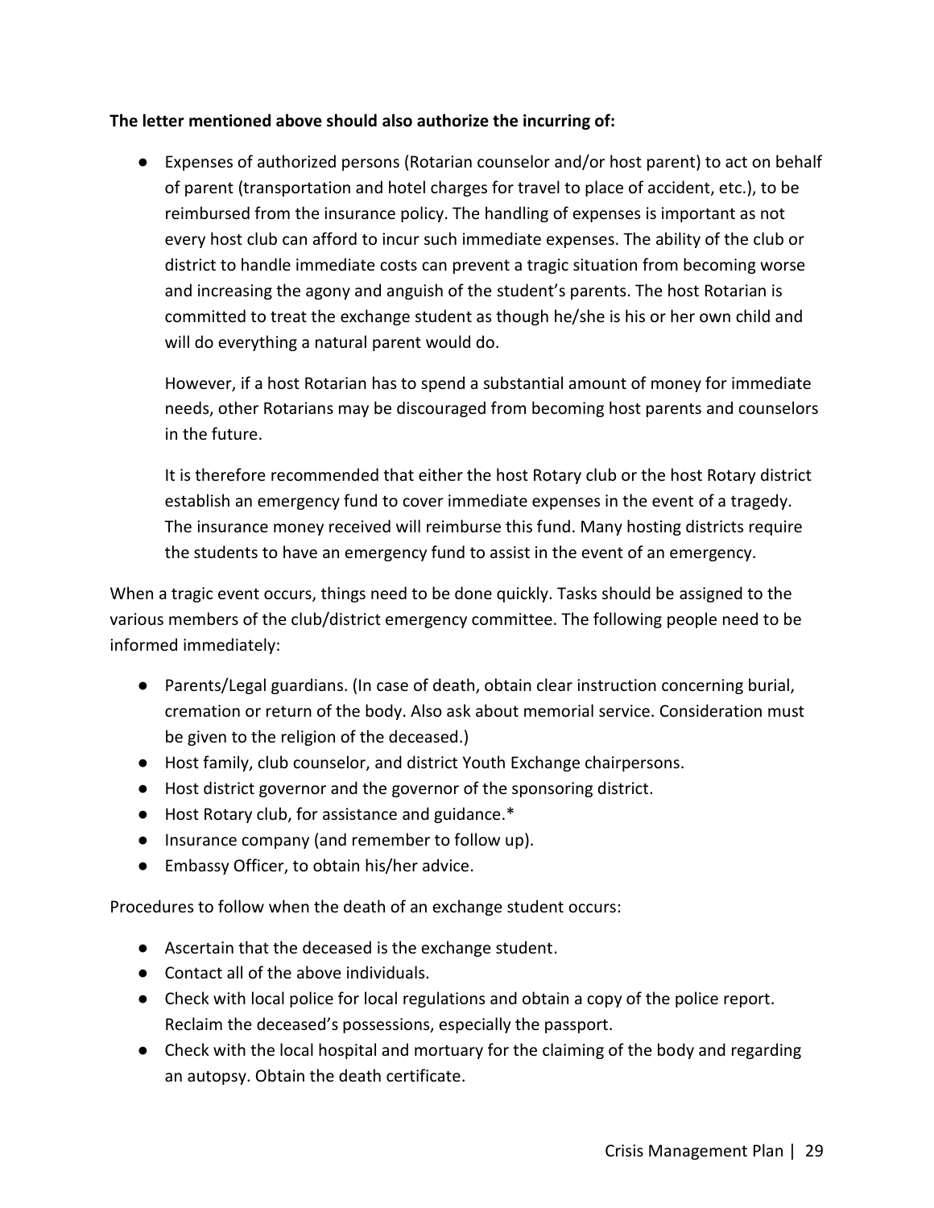**The letter mentioned above should also authorize the incurring of:**

- Expenses of authorized persons (Rotarian counselor and/or host parent) to act on behalf of parent (transportation and hotel charges for travel to place of accident, etc.), to be reimbursed from the insurance policy. The handling of expenses is important as not every host club can afford to incur such immediate expenses. The ability of the club or district to handle immediate costs can prevent a tragic situation from becoming worse and increasing the agony and anguish of the student's parents. The host Rotarian is committed to treat the exchange student as though he/she is his or her own child and will do everything a natural parent would do.

  However, if a host Rotarian has to spend a substantial amount of money for immediate needs, other Rotarians may be discouraged from becoming host parents and counselors in the future.

  It is therefore recommended that either the host Rotary club or the host Rotary district establish an emergency fund to cover immediate expenses in the event of a tragedy. The insurance money received will reimburse this fund. Many hosting districts require the students to have an emergency fund to assist in the event of an emergency.

When a tragic event occurs, things need to be done quickly. Tasks should be assigned to the various members of the club/district emergency committee. The following people need to be informed immediately:

- Parents/Legal guardians. (In case of death, obtain clear instruction concerning burial, cremation or return of the body. Also ask about memorial service. Consideration must be given to the religion of the deceased.)
- Host family, club counselor, and district Youth Exchange chairpersons.
- Host district governor and the governor of the sponsoring district.
- Host Rotary club, for assistance and guidance.*
- Insurance company (and remember to follow up).
- Embassy Officer, to obtain his/her advice.

Procedures to follow when the death of an exchange student occurs:

- Ascertain that the deceased is the exchange student.
- Contact all of the above individuals.
- Check with local police for local regulations and obtain a copy of the police report. Reclaim the deceased's possessions, especially the passport.
- Check with the local hospital and mortuary for the claiming of the body and regarding an autopsy. Obtain the death certificate.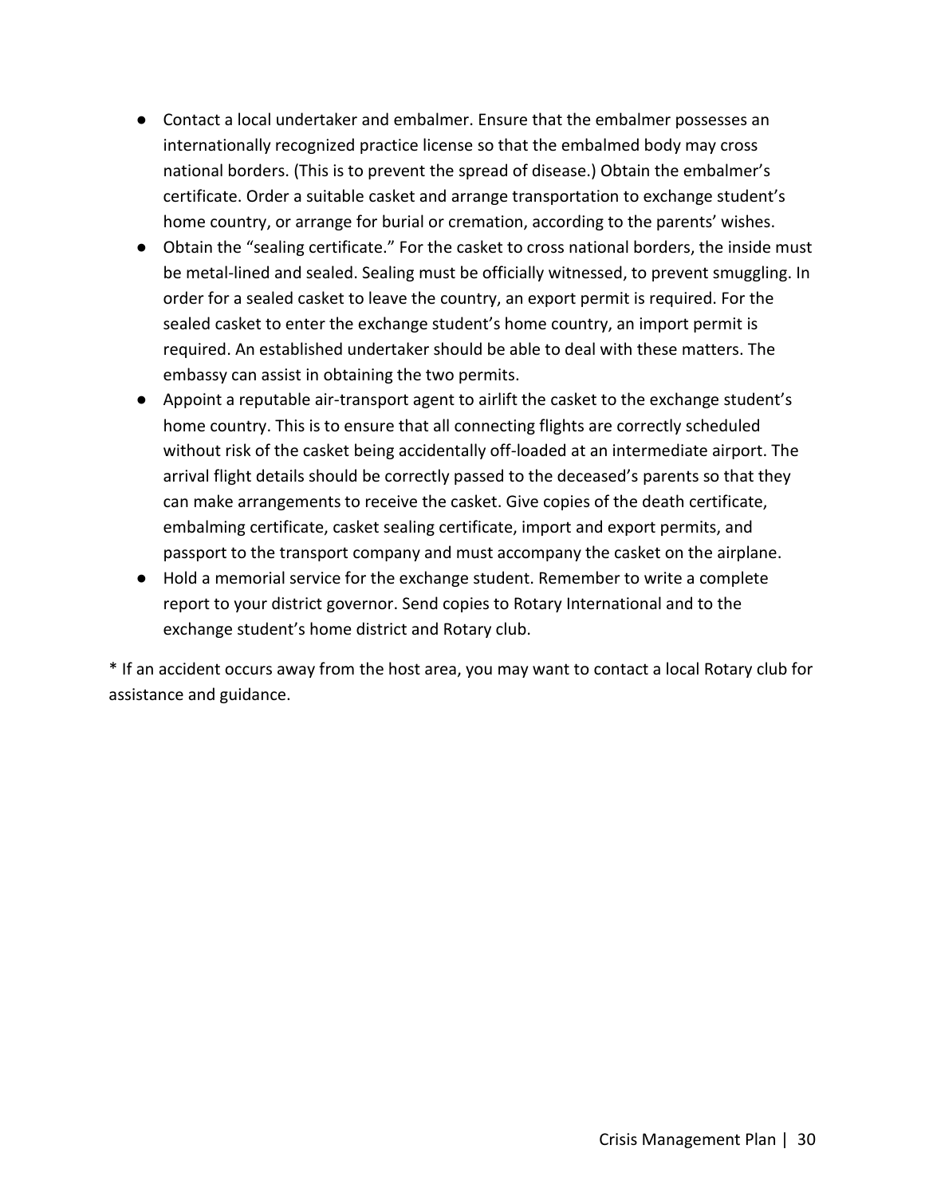- Contact a local undertaker and embalmer. Ensure that the embalmer possesses an internationally recognized practice license so that the embalmed body may cross national borders. (This is to prevent the spread of disease.) Obtain the embalmer's certificate. Order a suitable casket and arrange transportation to exchange student's home country, or arrange for burial or cremation, according to the parents' wishes.
- Obtain the "sealing certificate." For the casket to cross national borders, the inside must be metal-lined and sealed. Sealing must be officially witnessed, to prevent smuggling. In order for a sealed casket to leave the country, an export permit is required. For the sealed casket to enter the exchange student's home country, an import permit is required. An established undertaker should be able to deal with these matters. The embassy can assist in obtaining the two permits.
- Appoint a reputable air-transport agent to airlift the casket to the exchange student's home country. This is to ensure that all connecting flights are correctly scheduled without risk of the casket being accidentally off-loaded at an intermediate airport. The arrival flight details should be correctly passed to the deceased's parents so that they can make arrangements to receive the casket. Give copies of the death certificate, embalming certificate, casket sealing certificate, import and export permits, and passport to the transport company and must accompany the casket on the airplane.
- Hold a memorial service for the exchange student. Remember to write a complete report to your district governor. Send copies to Rotary International and to the exchange student's home district and Rotary club.

* If an accident occurs away from the host area, you may want to contact a local Rotary club for assistance and guidance.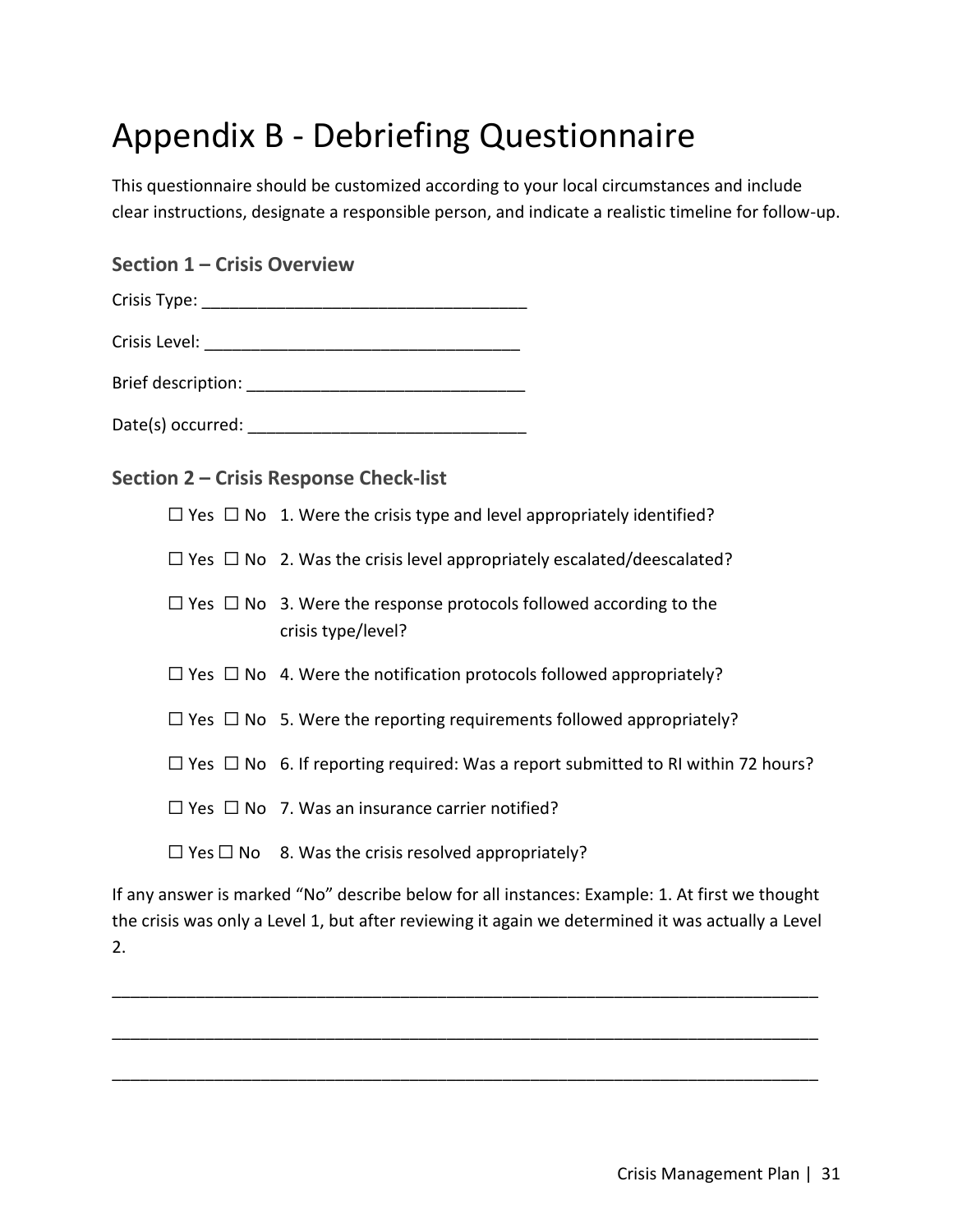# Appendix B - Debriefing Questionnaire

This questionnaire should be customized according to your local circumstances and include clear instructions, designate a responsible person, and indicate a realistic timeline for follow-up.

### Section 1 – Crisis Overview

Crisis Type: ___________________________________

Crisis Level: __________________________________

Brief description: ______________________________

Date(s) occurred: ______________________________

### Section 2 – Crisis Response Check-list

☐ Yes ☐ No 1. Were the crisis type and level appropriately identified?

☐ Yes ☐ No 2. Was the crisis level appropriately escalated/deescalated?

☐ Yes ☐ No 3. Were the response protocols followed according to the crisis type/level?

☐ Yes ☐ No 4. Were the notification protocols followed appropriately?

☐ Yes ☐ No 5. Were the reporting requirements followed appropriately?

☐ Yes ☐ No 6. If reporting required: Was a report submitted to RI within 72 hours?

☐ Yes ☐ No 7. Was an insurance carrier notified?

☐ Yes ☐ No 8. Was the crisis resolved appropriately?

If any answer is marked "No" describe below for all instances: Example: 1. At first we thought the crisis was only a Level 1, but after reviewing it again we determined it was actually a Level 2.

____________________________________________________________________________

____________________________________________________________________________

____________________________________________________________________________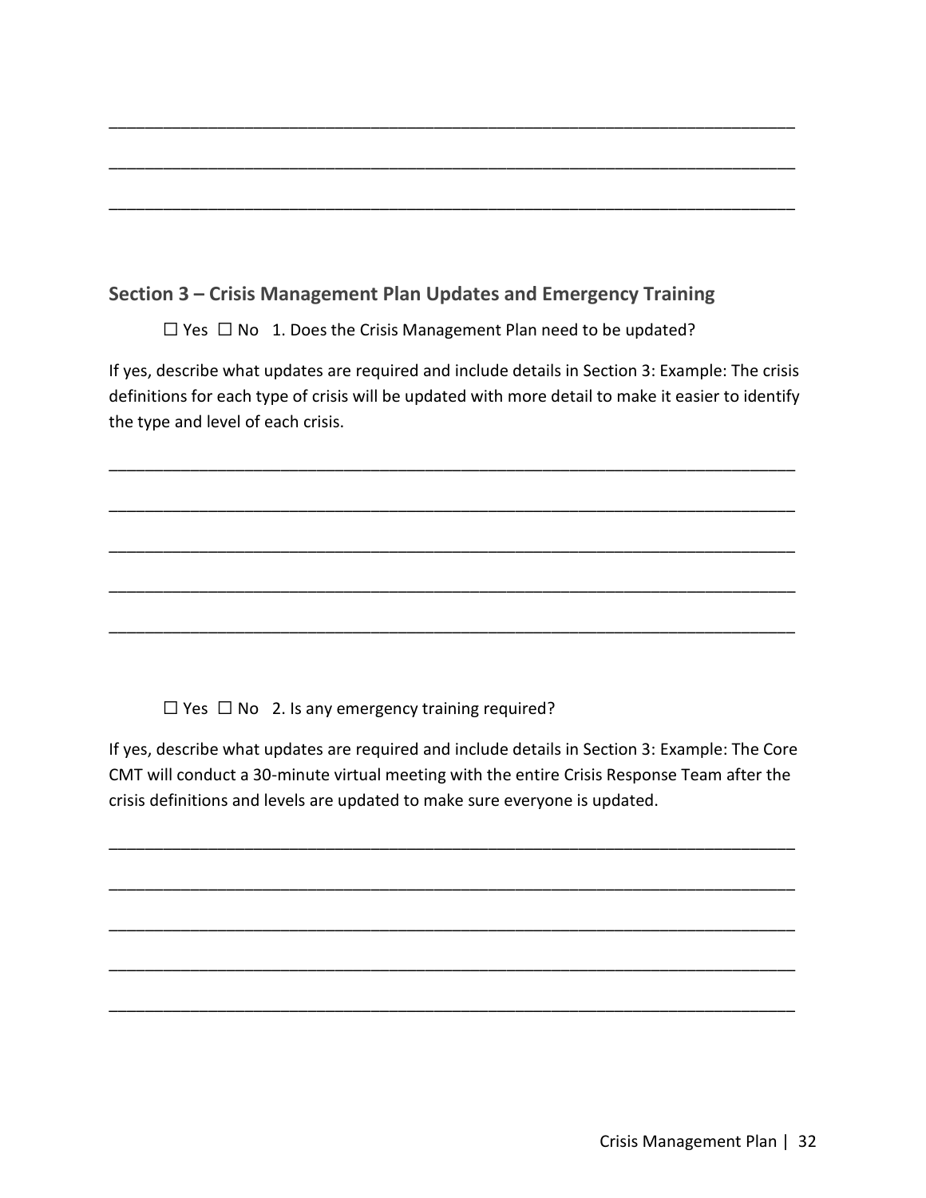\_\_\_\_\_\_\_\_\_\_\_\_\_\_\_\_\_\_\_\_\_\_\_\_\_\_\_\_\_\_\_\_\_\_\_\_\_\_\_\_\_\_\_\_\_\_\_\_\_\_\_\_\_\_\_\_\_\_\_\_\_\_\_\_\_\_\_\_\_\_\_\_\_\_

\_\_\_\_\_\_\_\_\_\_\_\_\_\_\_\_\_\_\_\_\_\_\_\_\_\_\_\_\_\_\_\_\_\_\_\_\_\_\_\_\_\_\_\_\_\_\_\_\_\_\_\_\_\_\_\_\_\_\_\_\_\_\_\_\_\_\_\_\_\_\_\_\_\_

\_\_\_\_\_\_\_\_\_\_\_\_\_\_\_\_\_\_\_\_\_\_\_\_\_\_\_\_\_\_\_\_\_\_\_\_\_\_\_\_\_\_\_\_\_\_\_\_\_\_\_\_\_\_\_\_\_\_\_\_\_\_\_\_\_\_\_\_\_\_\_\_\_\_

### Section 3 – Crisis Management Plan Updates and Emergency Training

☐ Yes ☐ No 1. Does the Crisis Management Plan need to be updated?

If yes, describe what updates are required and include details in Section 3: Example: The crisis definitions for each type of crisis will be updated with more detail to make it easier to identify the type and level of each crisis.

\_\_\_\_\_\_\_\_\_\_\_\_\_\_\_\_\_\_\_\_\_\_\_\_\_\_\_\_\_\_\_\_\_\_\_\_\_\_\_\_\_\_\_\_\_\_\_\_\_\_\_\_\_\_\_\_\_\_\_\_\_\_\_\_\_\_\_\_\_\_\_\_\_\_

\_\_\_\_\_\_\_\_\_\_\_\_\_\_\_\_\_\_\_\_\_\_\_\_\_\_\_\_\_\_\_\_\_\_\_\_\_\_\_\_\_\_\_\_\_\_\_\_\_\_\_\_\_\_\_\_\_\_\_\_\_\_\_\_\_\_\_\_\_\_\_\_\_\_

\_\_\_\_\_\_\_\_\_\_\_\_\_\_\_\_\_\_\_\_\_\_\_\_\_\_\_\_\_\_\_\_\_\_\_\_\_\_\_\_\_\_\_\_\_\_\_\_\_\_\_\_\_\_\_\_\_\_\_\_\_\_\_\_\_\_\_\_\_\_\_\_\_\_

\_\_\_\_\_\_\_\_\_\_\_\_\_\_\_\_\_\_\_\_\_\_\_\_\_\_\_\_\_\_\_\_\_\_\_\_\_\_\_\_\_\_\_\_\_\_\_\_\_\_\_\_\_\_\_\_\_\_\_\_\_\_\_\_\_\_\_\_\_\_\_\_\_\_

\_\_\_\_\_\_\_\_\_\_\_\_\_\_\_\_\_\_\_\_\_\_\_\_\_\_\_\_\_\_\_\_\_\_\_\_\_\_\_\_\_\_\_\_\_\_\_\_\_\_\_\_\_\_\_\_\_\_\_\_\_\_\_\_\_\_\_\_\_\_\_\_\_\_

☐ Yes ☐ No 2. Is any emergency training required?

If yes, describe what updates are required and include details in Section 3: Example: The Core CMT will conduct a 30-minute virtual meeting with the entire Crisis Response Team after the crisis definitions and levels are updated to make sure everyone is updated.

\_\_\_\_\_\_\_\_\_\_\_\_\_\_\_\_\_\_\_\_\_\_\_\_\_\_\_\_\_\_\_\_\_\_\_\_\_\_\_\_\_\_\_\_\_\_\_\_\_\_\_\_\_\_\_\_\_\_\_\_\_\_\_\_\_\_\_\_\_\_\_\_\_\_

\_\_\_\_\_\_\_\_\_\_\_\_\_\_\_\_\_\_\_\_\_\_\_\_\_\_\_\_\_\_\_\_\_\_\_\_\_\_\_\_\_\_\_\_\_\_\_\_\_\_\_\_\_\_\_\_\_\_\_\_\_\_\_\_\_\_\_\_\_\_\_\_\_\_

\_\_\_\_\_\_\_\_\_\_\_\_\_\_\_\_\_\_\_\_\_\_\_\_\_\_\_\_\_\_\_\_\_\_\_\_\_\_\_\_\_\_\_\_\_\_\_\_\_\_\_\_\_\_\_\_\_\_\_\_\_\_\_\_\_\_\_\_\_\_\_\_\_\_

\_\_\_\_\_\_\_\_\_\_\_\_\_\_\_\_\_\_\_\_\_\_\_\_\_\_\_\_\_\_\_\_\_\_\_\_\_\_\_\_\_\_\_\_\_\_\_\_\_\_\_\_\_\_\_\_\_\_\_\_\_\_\_\_\_\_\_\_\_\_\_\_\_\_

\_\_\_\_\_\_\_\_\_\_\_\_\_\_\_\_\_\_\_\_\_\_\_\_\_\_\_\_\_\_\_\_\_\_\_\_\_\_\_\_\_\_\_\_\_\_\_\_\_\_\_\_\_\_\_\_\_\_\_\_\_\_\_\_\_\_\_\_\_\_\_\_\_\_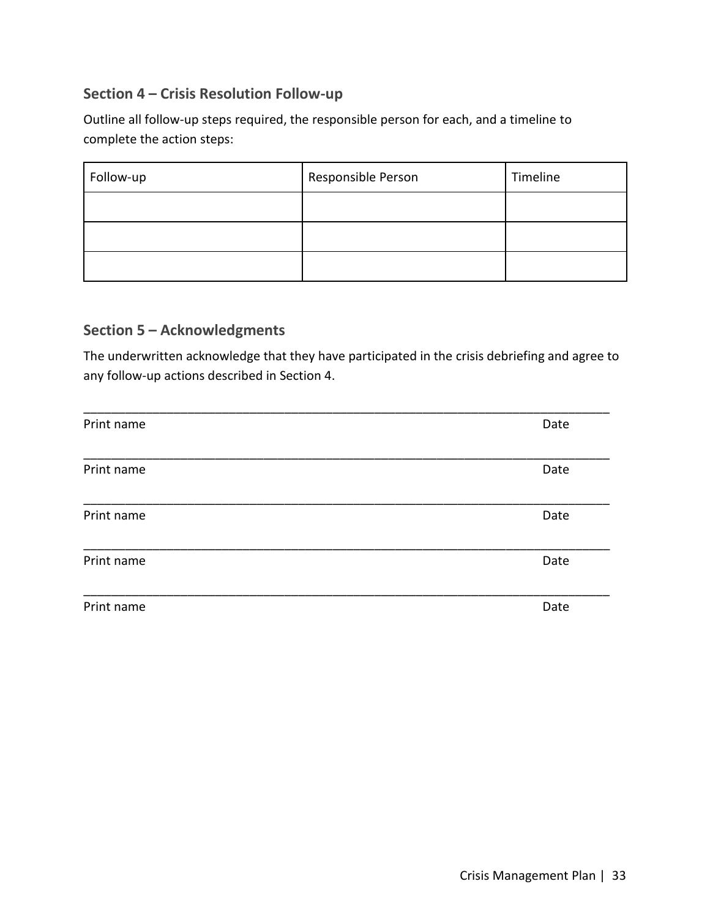## Section 4 – Crisis Resolution Follow-up

Outline all follow-up steps required, the responsible person for each, and a timeline to complete the action steps:

| Follow-up | Responsible Person | Timeline |
| --- | --- | --- |
| | | |
| | | |
| | | |

## Section 5 – Acknowledgments

The underwritten acknowledge that they have participated in the crisis debriefing and agree to any follow-up actions described in Section 4.

______________________________________________________________________________
Print name                                                                                                                    Date

______________________________________________________________________________
Print name                                                                                                                    Date

______________________________________________________________________________
Print name                                                                                                                    Date

______________________________________________________________________________
Print name                                                                                                                    Date

______________________________________________________________________________
Print name                                                                                                                    Date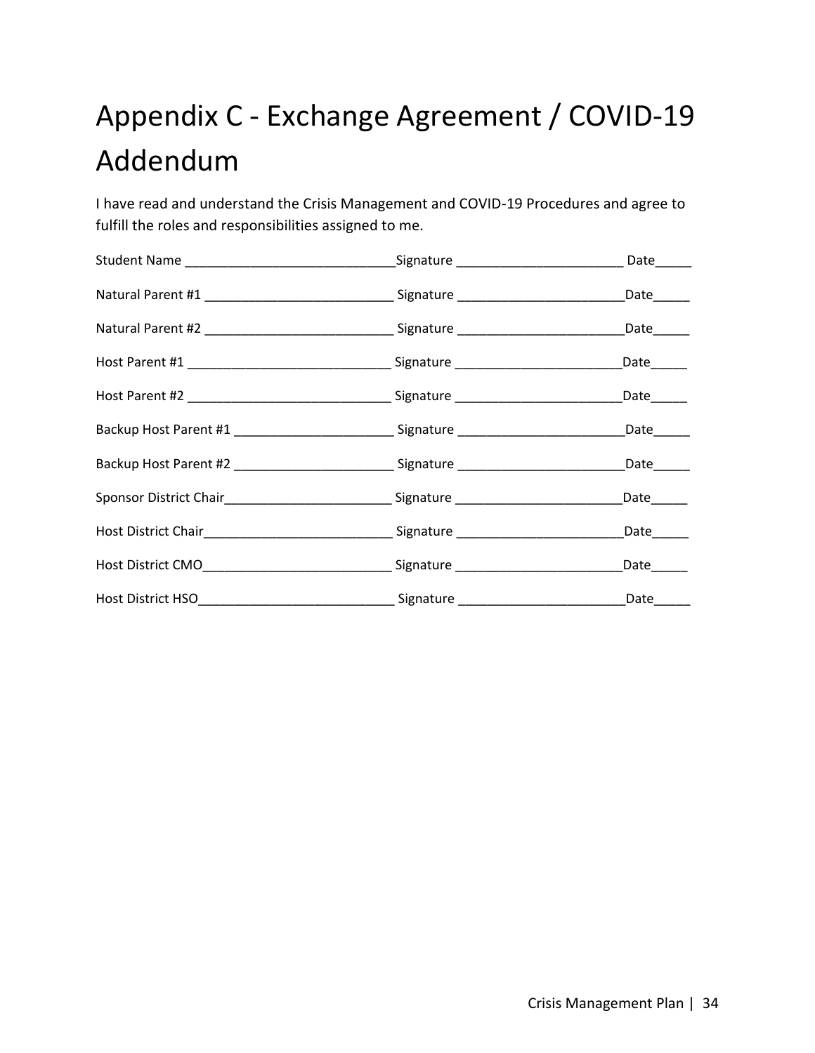# Appendix C - Exchange Agreement / COVID-19 Addendum

I have read and understand the Crisis Management and COVID-19 Procedures and agree to fulfill the roles and responsibilities assigned to me.

Student Name ______________________________Signature ________________________ Date_____

Natural Parent #1 ___________________________ Signature ________________________Date_____

Natural Parent #2 ___________________________ Signature ________________________Date_____

Host Parent #1 _____________________________ Signature ________________________Date_____

Host Parent #2 _____________________________ Signature ________________________Date_____

Backup Host Parent #1 _______________________ Signature ________________________Date_____

Backup Host Parent #2 _______________________ Signature ________________________Date_____

Sponsor District Chair________________________ Signature ________________________Date_____

Host District Chair___________________________ Signature ________________________Date_____

Host District CMO___________________________ Signature ________________________Date_____

Host District HSO____________________________ Signature ________________________Date_____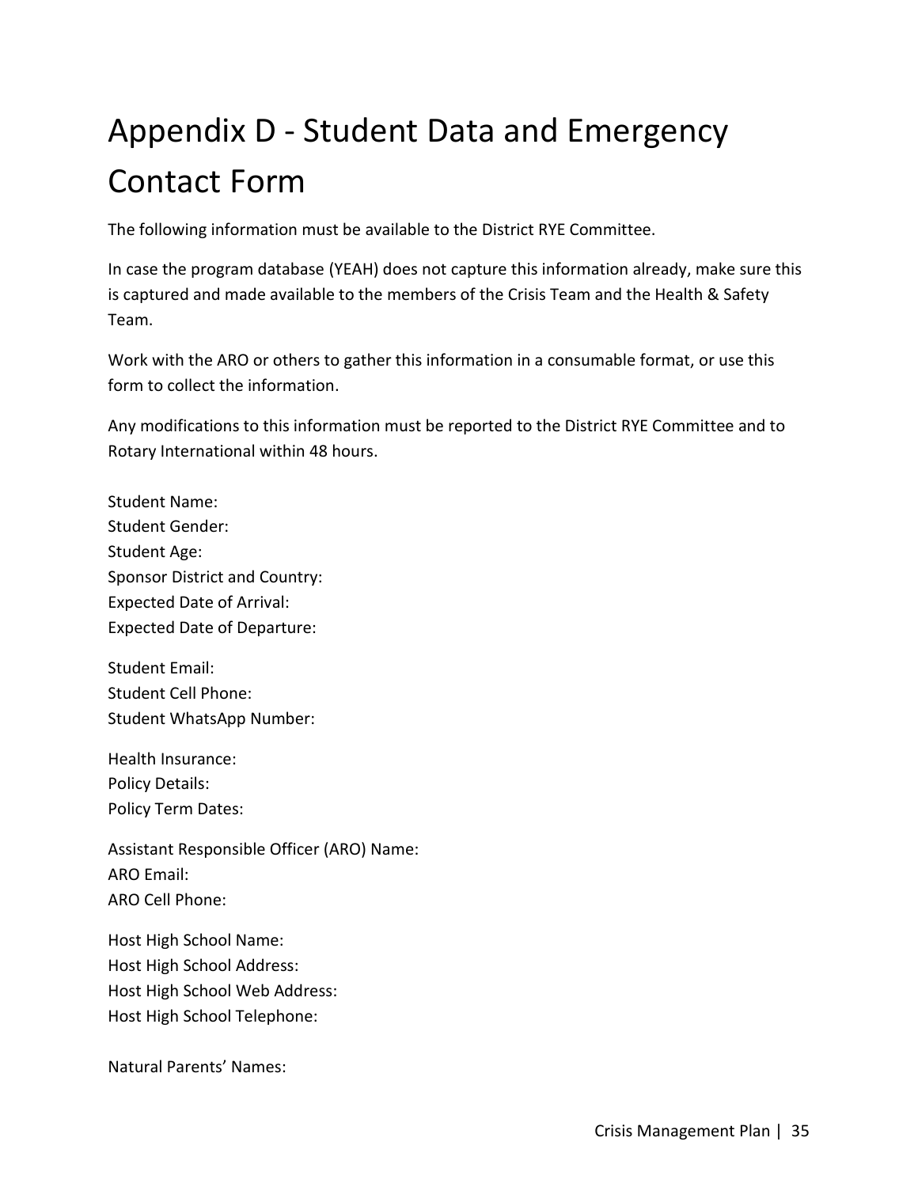# Appendix D - Student Data and Emergency Contact Form

The following information must be available to the District RYE Committee.

In case the program database (YEAH) does not capture this information already, make sure this is captured and made available to the members of the Crisis Team and the Health & Safety Team.

Work with the ARO or others to gather this information in a consumable format, or use this form to collect the information.

Any modifications to this information must be reported to the District RYE Committee and to Rotary International within 48 hours.

Student Name:
Student Gender:
Student Age:
Sponsor District and Country:
Expected Date of Arrival:
Expected Date of Departure:

Student Email:
Student Cell Phone:
Student WhatsApp Number:

Health Insurance:
Policy Details:
Policy Term Dates:

Assistant Responsible Officer (ARO) Name:
ARO Email:
ARO Cell Phone:

Host High School Name:
Host High School Address:
Host High School Web Address:
Host High School Telephone:

Natural Parents' Names: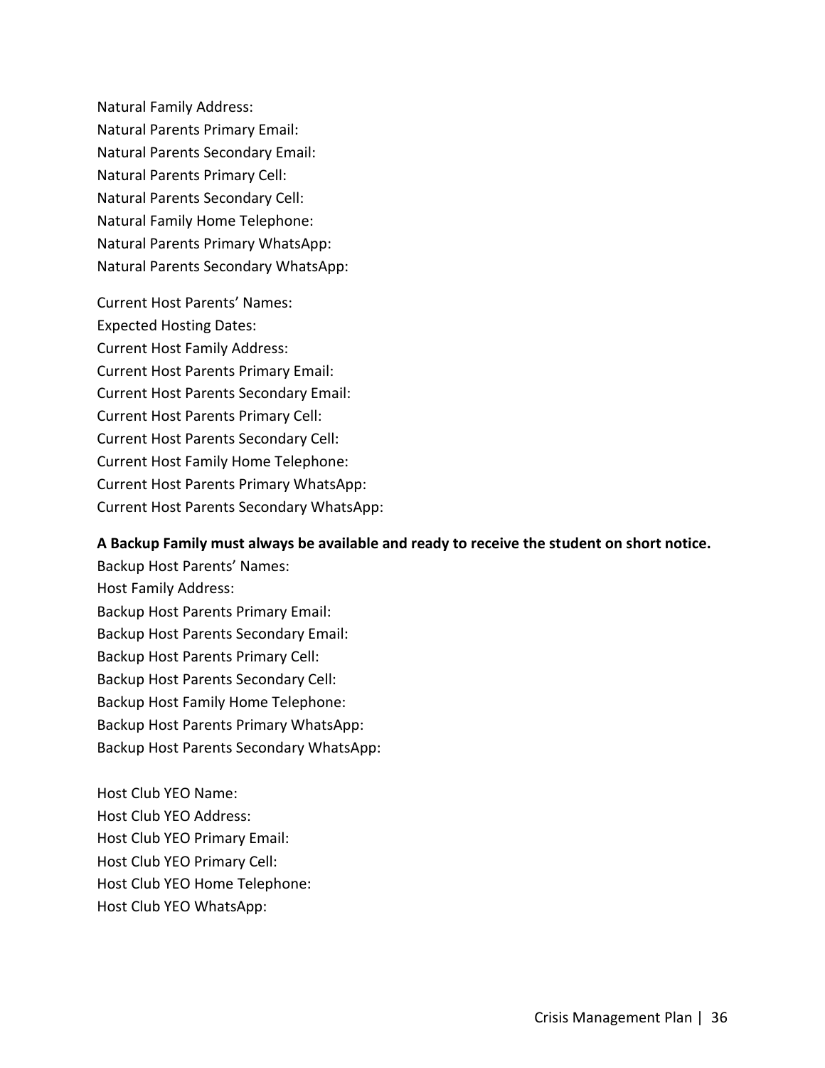Natural Family Address:
Natural Parents Primary Email:
Natural Parents Secondary Email:
Natural Parents Primary Cell:
Natural Parents Secondary Cell:
Natural Family Home Telephone:
Natural Parents Primary WhatsApp:
Natural Parents Secondary WhatsApp:

Current Host Parents' Names:
Expected Hosting Dates:
Current Host Family Address:
Current Host Parents Primary Email:
Current Host Parents Secondary Email:
Current Host Parents Primary Cell:
Current Host Parents Secondary Cell:
Current Host Family Home Telephone:
Current Host Parents Primary WhatsApp:
Current Host Parents Secondary WhatsApp:

**A Backup Family must always be available and ready to receive the student on short notice.**
Backup Host Parents' Names:
Host Family Address:
Backup Host Parents Primary Email:
Backup Host Parents Secondary Email:
Backup Host Parents Primary Cell:
Backup Host Parents Secondary Cell:
Backup Host Family Home Telephone:
Backup Host Parents Primary WhatsApp:
Backup Host Parents Secondary WhatsApp:

Host Club YEO Name:
Host Club YEO Address:
Host Club YEO Primary Email:
Host Club YEO Primary Cell:
Host Club YEO Home Telephone:
Host Club YEO WhatsApp: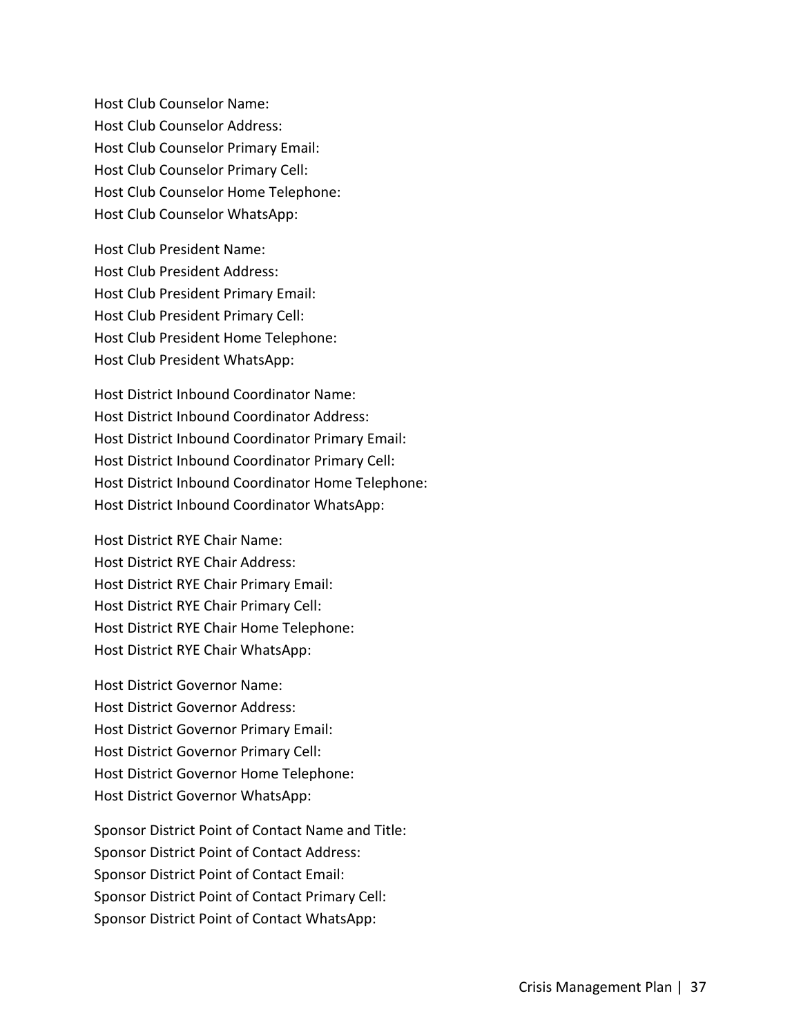Host Club Counselor Name:
Host Club Counselor Address:
Host Club Counselor Primary Email:
Host Club Counselor Primary Cell:
Host Club Counselor Home Telephone:
Host Club Counselor WhatsApp:

Host Club President Name:
Host Club President Address:
Host Club President Primary Email:
Host Club President Primary Cell:
Host Club President Home Telephone:
Host Club President WhatsApp:

Host District Inbound Coordinator Name:
Host District Inbound Coordinator Address:
Host District Inbound Coordinator Primary Email:
Host District Inbound Coordinator Primary Cell:
Host District Inbound Coordinator Home Telephone:
Host District Inbound Coordinator WhatsApp:

Host District RYE Chair Name:
Host District RYE Chair Address:
Host District RYE Chair Primary Email:
Host District RYE Chair Primary Cell:
Host District RYE Chair Home Telephone:
Host District RYE Chair WhatsApp:

Host District Governor Name:
Host District Governor Address:
Host District Governor Primary Email:
Host District Governor Primary Cell:
Host District Governor Home Telephone:
Host District Governor WhatsApp:

Sponsor District Point of Contact Name and Title:
Sponsor District Point of Contact Address:
Sponsor District Point of Contact Email:
Sponsor District Point of Contact Primary Cell:
Sponsor District Point of Contact WhatsApp: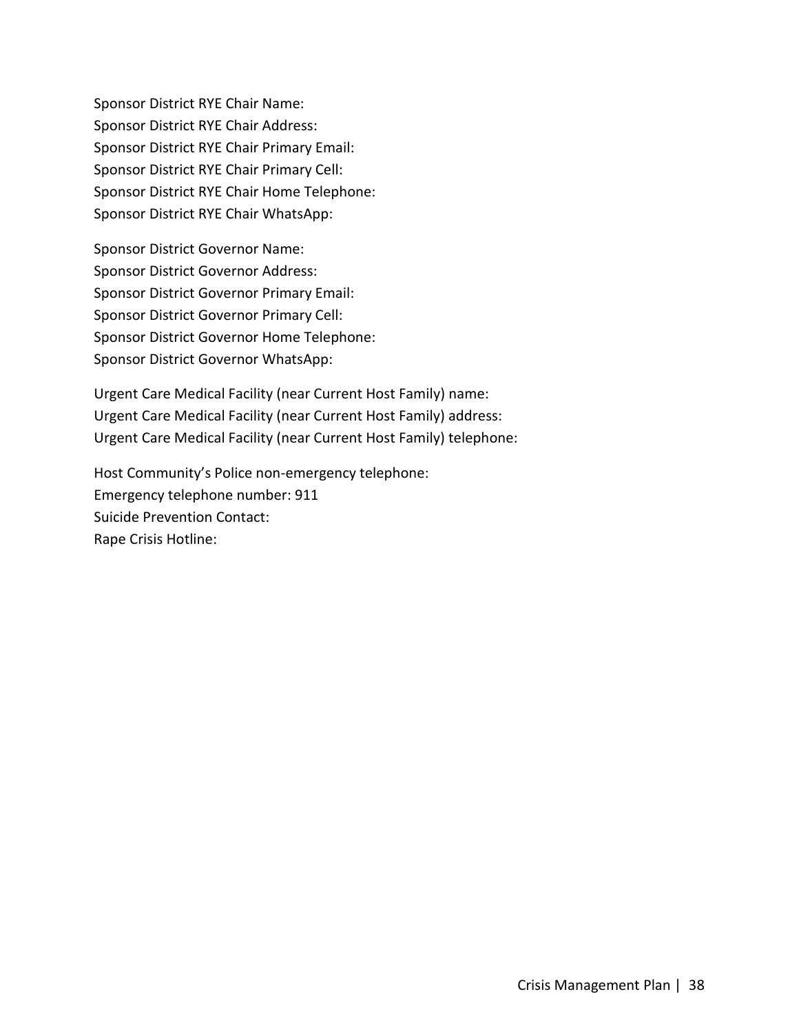Sponsor District RYE Chair Name:  
Sponsor District RYE Chair Address:  
Sponsor District RYE Chair Primary Email:  
Sponsor District RYE Chair Primary Cell:  
Sponsor District RYE Chair Home Telephone:  
Sponsor District RYE Chair WhatsApp:

Sponsor District Governor Name:  
Sponsor District Governor Address:  
Sponsor District Governor Primary Email:  
Sponsor District Governor Primary Cell:  
Sponsor District Governor Home Telephone:  
Sponsor District Governor WhatsApp:

Urgent Care Medical Facility (near Current Host Family) name:  
Urgent Care Medical Facility (near Current Host Family) address:  
Urgent Care Medical Facility (near Current Host Family) telephone:

Host Community's Police non-emergency telephone:  
Emergency telephone number: 911  
Suicide Prevention Contact:  
Rape Crisis Hotline: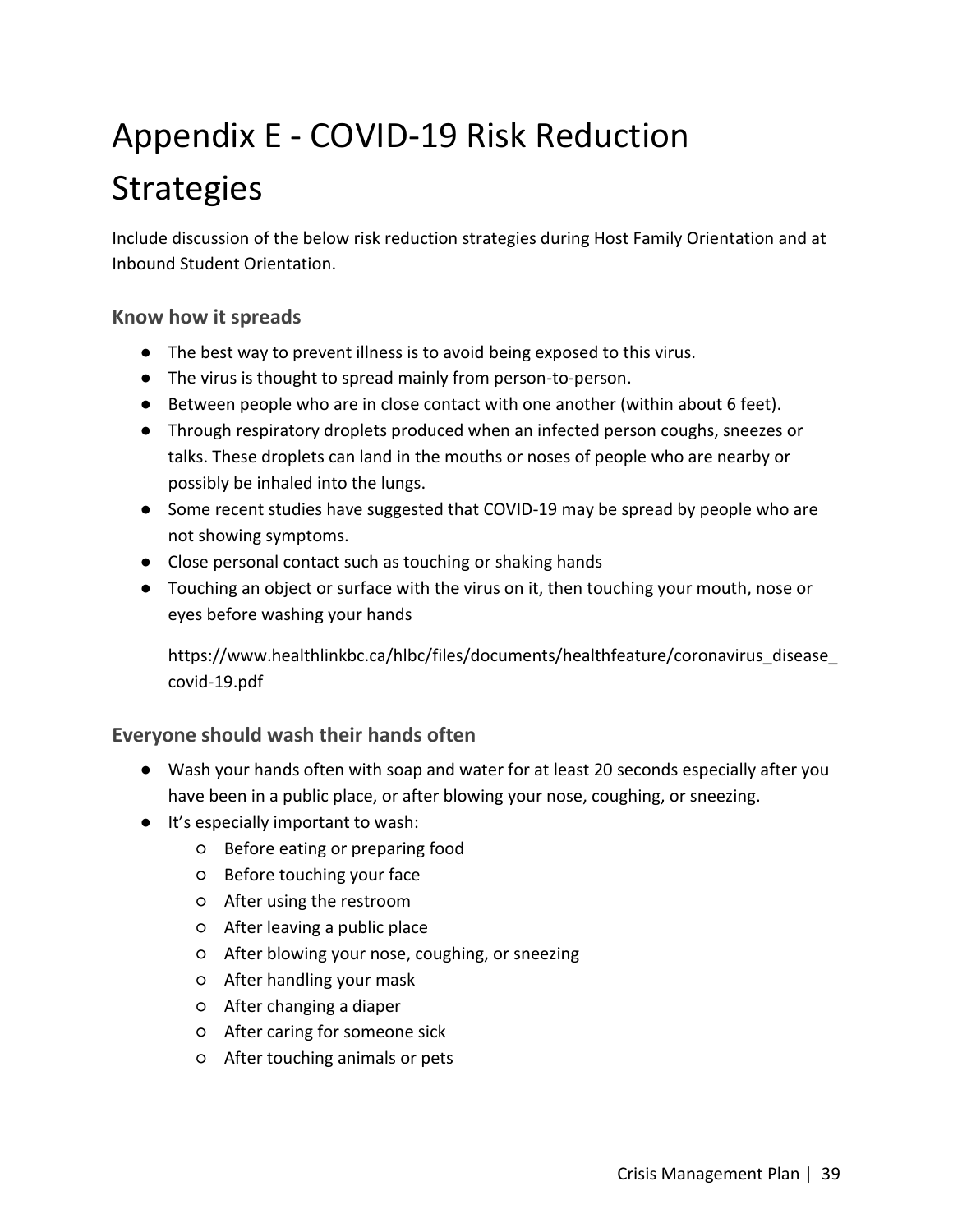# Appendix E - COVID-19 Risk Reduction Strategies

Include discussion of the below risk reduction strategies during Host Family Orientation and at Inbound Student Orientation.

### Know how it spreads

- The best way to prevent illness is to avoid being exposed to this virus.
- The virus is thought to spread mainly from person-to-person.
- Between people who are in close contact with one another (within about 6 feet).
- Through respiratory droplets produced when an infected person coughs, sneezes or talks. These droplets can land in the mouths or noses of people who are nearby or possibly be inhaled into the lungs.
- Some recent studies have suggested that COVID-19 may be spread by people who are not showing symptoms.
- Close personal contact such as touching or shaking hands
- Touching an object or surface with the virus on it, then touching your mouth, nose or eyes before washing your hands

  https://www.healthlinkbc.ca/hlbc/files/documents/healthfeature/coronavirus_disease_covid-19.pdf

### Everyone should wash their hands often

- Wash your hands often with soap and water for at least 20 seconds especially after you have been in a public place, or after blowing your nose, coughing, or sneezing.
- It's especially important to wash:
  - Before eating or preparing food
  - Before touching your face
  - After using the restroom
  - After leaving a public place
  - After blowing your nose, coughing, or sneezing
  - After handling your mask
  - After changing a diaper
  - After caring for someone sick
  - After touching animals or pets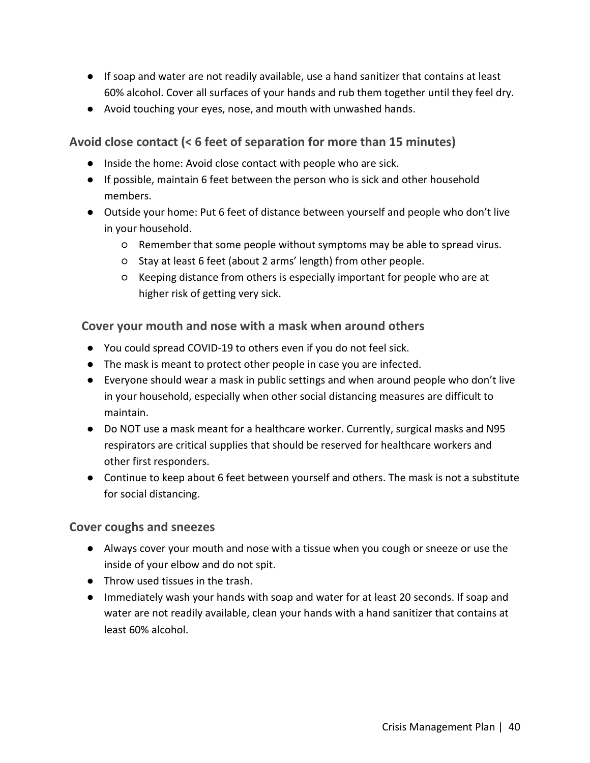- If soap and water are not readily available, use a hand sanitizer that contains at least 60% alcohol. Cover all surfaces of your hands and rub them together until they feel dry.
- Avoid touching your eyes, nose, and mouth with unwashed hands.

### Avoid close contact (< 6 feet of separation for more than 15 minutes)

- Inside the home: Avoid close contact with people who are sick.
- If possible, maintain 6 feet between the person who is sick and other household members.
- Outside your home: Put 6 feet of distance between yourself and people who don't live in your household.
  - Remember that some people without symptoms may be able to spread virus.
  - Stay at least 6 feet (about 2 arms' length) from other people.
  - Keeping distance from others is especially important for people who are at higher risk of getting very sick.

### Cover your mouth and nose with a mask when around others

- You could spread COVID-19 to others even if you do not feel sick.
- The mask is meant to protect other people in case you are infected.
- Everyone should wear a mask in public settings and when around people who don't live in your household, especially when other social distancing measures are difficult to maintain.
- Do NOT use a mask meant for a healthcare worker. Currently, surgical masks and N95 respirators are critical supplies that should be reserved for healthcare workers and other first responders.
- Continue to keep about 6 feet between yourself and others. The mask is not a substitute for social distancing.

### Cover coughs and sneezes

- Always cover your mouth and nose with a tissue when you cough or sneeze or use the inside of your elbow and do not spit.
- Throw used tissues in the trash.
- Immediately wash your hands with soap and water for at least 20 seconds. If soap and water are not readily available, clean your hands with a hand sanitizer that contains at least 60% alcohol.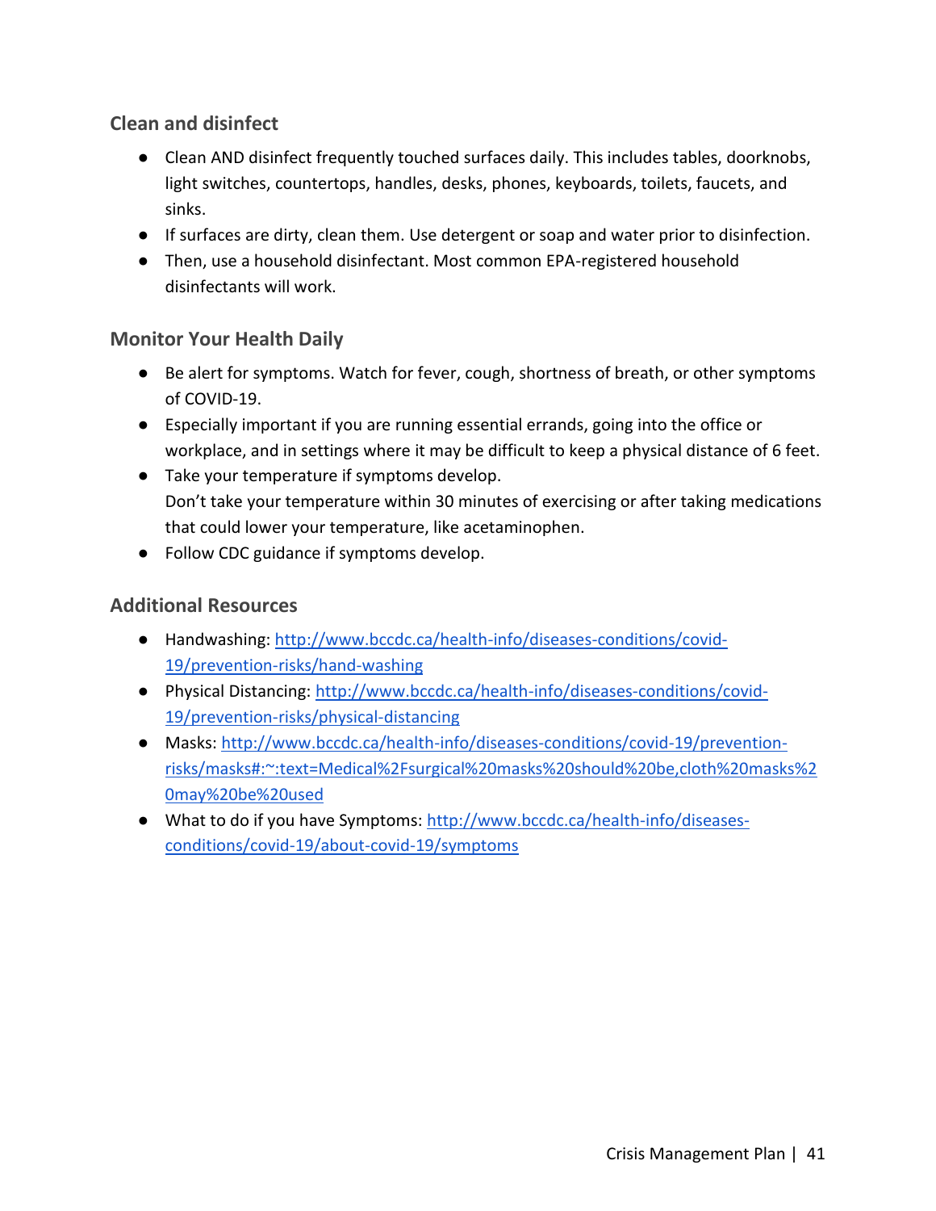### Clean and disinfect

- Clean AND disinfect frequently touched surfaces daily. This includes tables, doorknobs, light switches, countertops, handles, desks, phones, keyboards, toilets, faucets, and sinks.
- If surfaces are dirty, clean them. Use detergent or soap and water prior to disinfection.
- Then, use a household disinfectant. Most common EPA-registered household disinfectants will work.

### Monitor Your Health Daily

- Be alert for symptoms. Watch for fever, cough, shortness of breath, or other symptoms of COVID-19.
- Especially important if you are running essential errands, going into the office or workplace, and in settings where it may be difficult to keep a physical distance of 6 feet.
- Take your temperature if symptoms develop.
  Don't take your temperature within 30 minutes of exercising or after taking medications that could lower your temperature, like acetaminophen.
- Follow CDC guidance if symptoms develop.

### Additional Resources

- Handwashing: [http://www.bccdc.ca/health-info/diseases-conditions/covid-19/prevention-risks/hand-washing](http://www.bccdc.ca/health-info/diseases-conditions/covid-19/prevention-risks/hand-washing)
- Physical Distancing: [http://www.bccdc.ca/health-info/diseases-conditions/covid-19/prevention-risks/physical-distancing](http://www.bccdc.ca/health-info/diseases-conditions/covid-19/prevention-risks/physical-distancing)
- Masks: [http://www.bccdc.ca/health-info/diseases-conditions/covid-19/prevention-risks/masks#:~:text=Medical%2Fsurgical%20masks%20should%20be,cloth%20masks%20may%20be%20used](http://www.bccdc.ca/health-info/diseases-conditions/covid-19/prevention-risks/masks#:~:text=Medical%2Fsurgical%20masks%20should%20be,cloth%20masks%20may%20be%20used)
- What to do if you have Symptoms: [http://www.bccdc.ca/health-info/diseases-conditions/covid-19/about-covid-19/symptoms](http://www.bccdc.ca/health-info/diseases-conditions/covid-19/about-covid-19/symptoms)